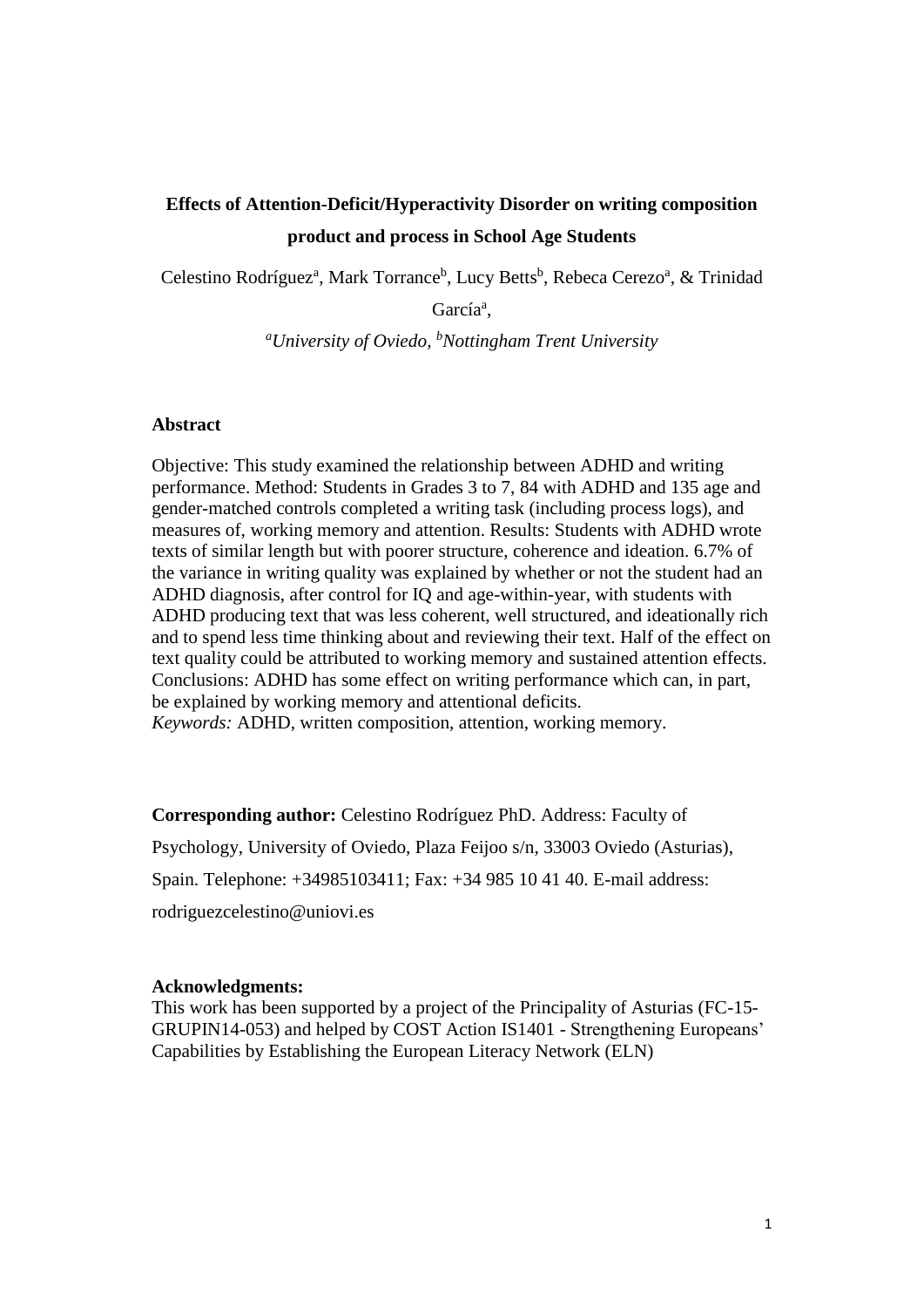# Effects of Attention-Deficit/Hyperactivity Disorder on writing composition product and process in School Age Students

Celestino Rodríguez[a], Mark Torrance[b], Lucy Betts[b], Rebeca Cerezo[a], & Trinidad García[a],

[a]*University of Oviedo,* [b]*Nottingham Trent University*

## Abstract

Objective: This study examined the relationship between ADHD and writing performance. Method: Students in Grades 3 to 7, 84 with ADHD and 135 age and gender-matched controls completed a writing task (including process logs), and measures of, working memory and attention. Results: Students with ADHD wrote texts of similar length but with poorer structure, coherence and ideation. 6.7% of the variance in writing quality was explained by whether or not the student had an ADHD diagnosis, after control for IQ and age-within-year, with students with ADHD producing text that was less coherent, well structured, and ideationally rich and to spend less time thinking about and reviewing their text. Half of the effect on text quality could be attributed to working memory and sustained attention effects. Conclusions: ADHD has some effect on writing performance which can, in part, be explained by working memory and attentional deficits.

*Keywords:* ADHD, written composition, attention, working memory.

**Corresponding author:** Celestino Rodríguez PhD. Address: Faculty of Psychology, University of Oviedo, Plaza Feijoo s/n, 33003 Oviedo (Asturias), Spain. Telephone: +34985103411; Fax: +34 985 10 41 40. E-mail address: rodriguezcelestino@uniovi.es

**Acknowledgments:**

This work has been supported by a project of the Principality of Asturias (FC-15-GRUPIN14-053) and helped by COST Action IS1401 - Strengthening Europeans' Capabilities by Establishing the European Literacy Network (ELN)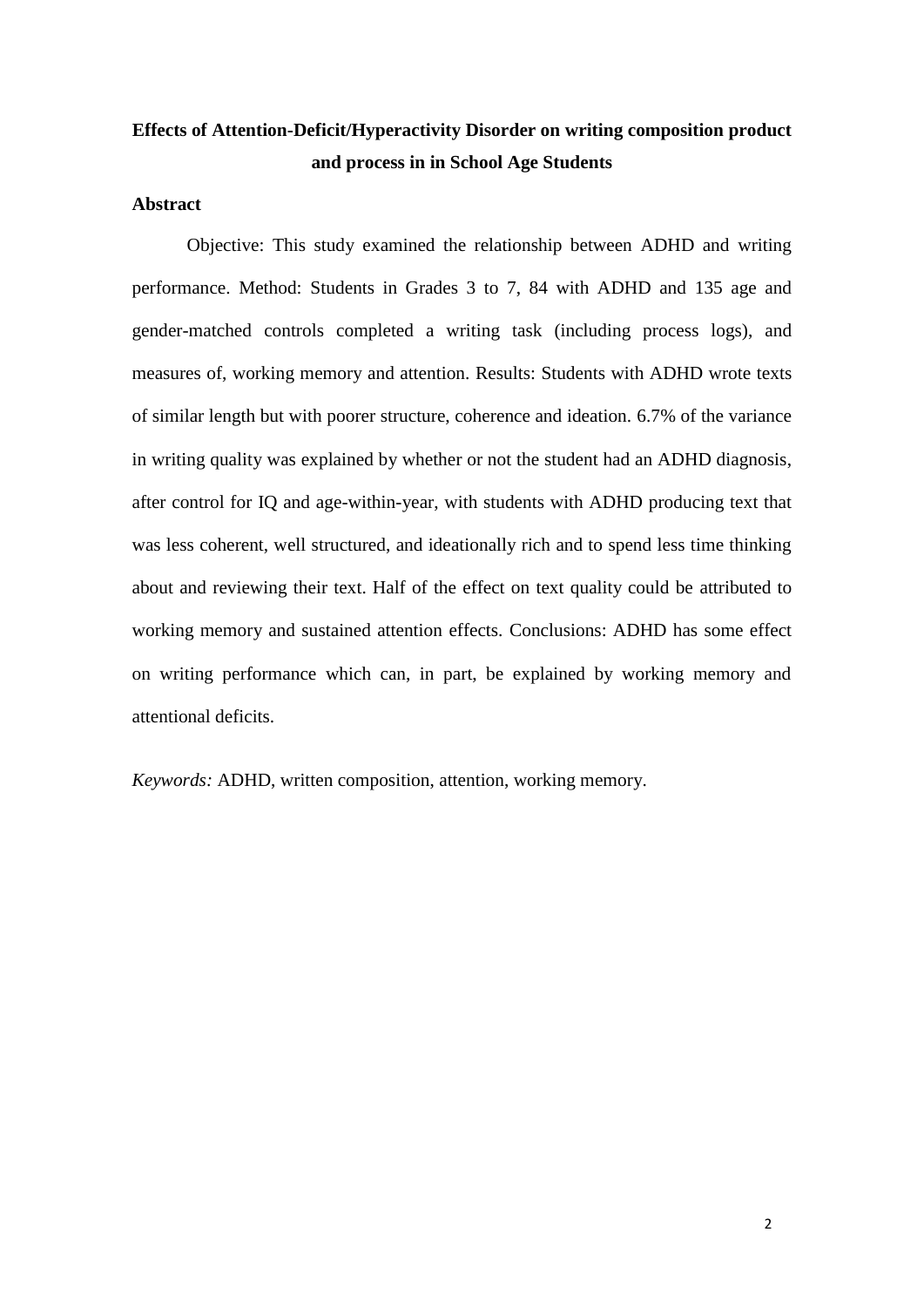# Effects of Attention-Deficit/Hyperactivity Disorder on writing composition product and process in in School Age Students

## Abstract

Objective: This study examined the relationship between ADHD and writing performance. Method: Students in Grades 3 to 7, 84 with ADHD and 135 age and gender-matched controls completed a writing task (including process logs), and measures of, working memory and attention. Results: Students with ADHD wrote texts of similar length but with poorer structure, coherence and ideation. 6.7% of the variance in writing quality was explained by whether or not the student had an ADHD diagnosis, after control for IQ and age-within-year, with students with ADHD producing text that was less coherent, well structured, and ideationally rich and to spend less time thinking about and reviewing their text. Half of the effect on text quality could be attributed to working memory and sustained attention effects. Conclusions: ADHD has some effect on writing performance which can, in part, be explained by working memory and attentional deficits.

*Keywords:* ADHD, written composition, attention, working memory.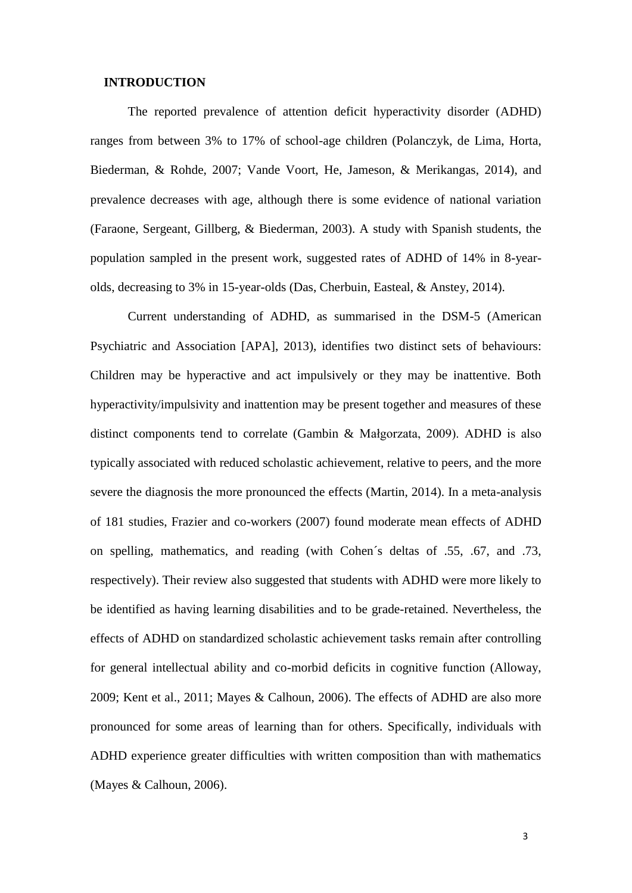## INTRODUCTION

The reported prevalence of attention deficit hyperactivity disorder (ADHD) ranges from between 3% to 17% of school-age children (Polanczyk, de Lima, Horta, Biederman, & Rohde, 2007; Vande Voort, He, Jameson, & Merikangas, 2014), and prevalence decreases with age, although there is some evidence of national variation (Faraone, Sergeant, Gillberg, & Biederman, 2003). A study with Spanish students, the population sampled in the present work, suggested rates of ADHD of 14% in 8-year-olds, decreasing to 3% in 15-year-olds (Das, Cherbuin, Easteal, & Anstey, 2014).

Current understanding of ADHD, as summarised in the DSM-5 (American Psychiatric and Association [APA], 2013), identifies two distinct sets of behaviours: Children may be hyperactive and act impulsively or they may be inattentive. Both hyperactivity/impulsivity and inattention may be present together and measures of these distinct components tend to correlate (Gambin & Małgorzata, 2009). ADHD is also typically associated with reduced scholastic achievement, relative to peers, and the more severe the diagnosis the more pronounced the effects (Martin, 2014). In a meta-analysis of 181 studies, Frazier and co-workers (2007) found moderate mean effects of ADHD on spelling, mathematics, and reading (with Cohen´s deltas of .55, .67, and .73, respectively). Their review also suggested that students with ADHD were more likely to be identified as having learning disabilities and to be grade-retained. Nevertheless, the effects of ADHD on standardized scholastic achievement tasks remain after controlling for general intellectual ability and co-morbid deficits in cognitive function (Alloway, 2009; Kent et al., 2011; Mayes & Calhoun, 2006). The effects of ADHD are also more pronounced for some areas of learning than for others. Specifically, individuals with ADHD experience greater difficulties with written composition than with mathematics (Mayes & Calhoun, 2006).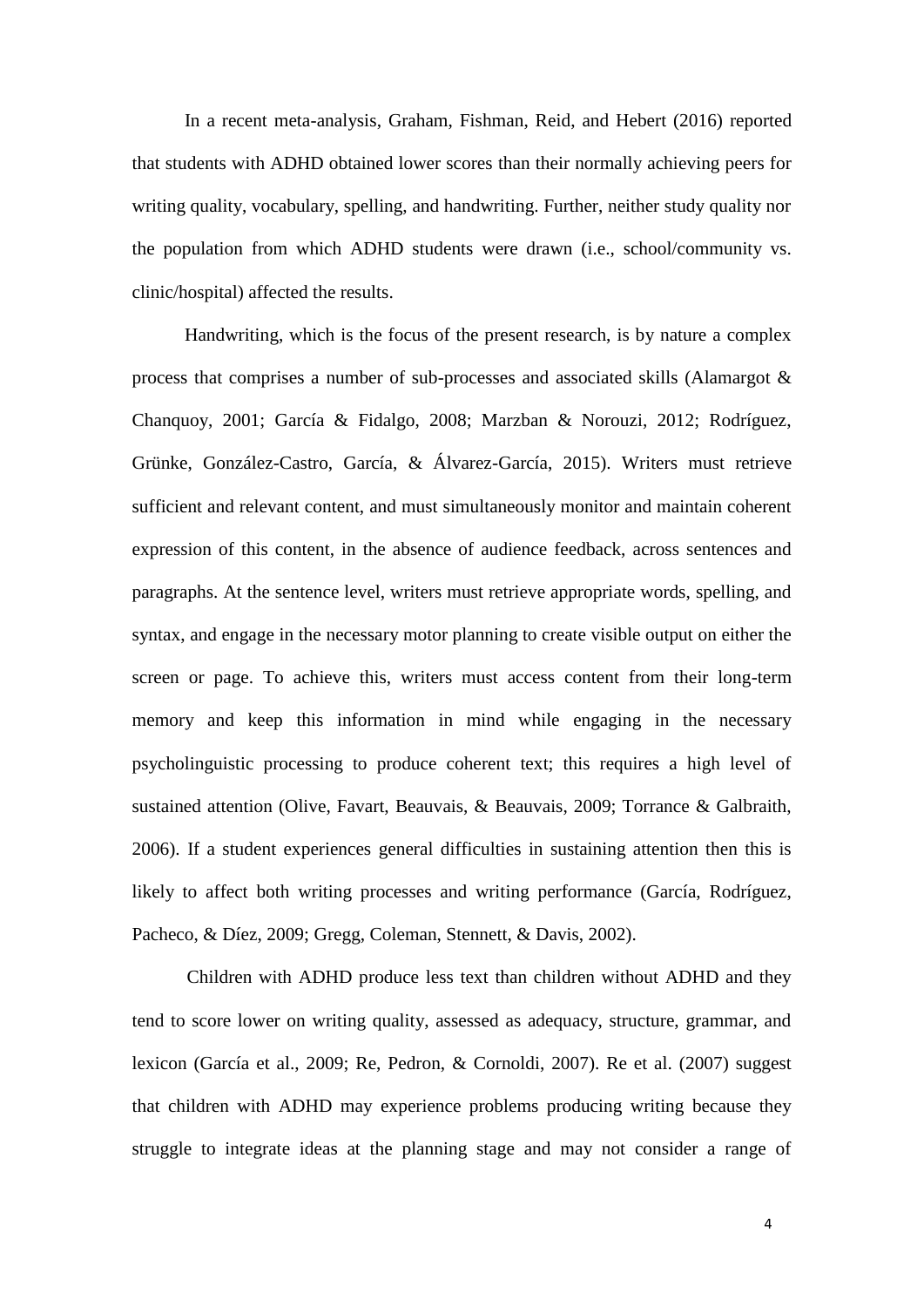In a recent meta-analysis, Graham, Fishman, Reid, and Hebert (2016) reported that students with ADHD obtained lower scores than their normally achieving peers for writing quality, vocabulary, spelling, and handwriting. Further, neither study quality nor the population from which ADHD students were drawn (i.e., school/community vs. clinic/hospital) affected the results.

Handwriting, which is the focus of the present research, is by nature a complex process that comprises a number of sub-processes and associated skills (Alamargot & Chanquoy, 2001; García & Fidalgo, 2008; Marzban & Norouzi, 2012; Rodríguez, Grünke, González-Castro, García, & Álvarez-García, 2015). Writers must retrieve sufficient and relevant content, and must simultaneously monitor and maintain coherent expression of this content, in the absence of audience feedback, across sentences and paragraphs. At the sentence level, writers must retrieve appropriate words, spelling, and syntax, and engage in the necessary motor planning to create visible output on either the screen or page. To achieve this, writers must access content from their long-term memory and keep this information in mind while engaging in the necessary psycholinguistic processing to produce coherent text; this requires a high level of sustained attention (Olive, Favart, Beauvais, & Beauvais, 2009; Torrance & Galbraith, 2006). If a student experiences general difficulties in sustaining attention then this is likely to affect both writing processes and writing performance (García, Rodríguez, Pacheco, & Díez, 2009; Gregg, Coleman, Stennett, & Davis, 2002).

Children with ADHD produce less text than children without ADHD and they tend to score lower on writing quality, assessed as adequacy, structure, grammar, and lexicon (García et al., 2009; Re, Pedron, & Cornoldi, 2007). Re et al. (2007) suggest that children with ADHD may experience problems producing writing because they struggle to integrate ideas at the planning stage and may not consider a range of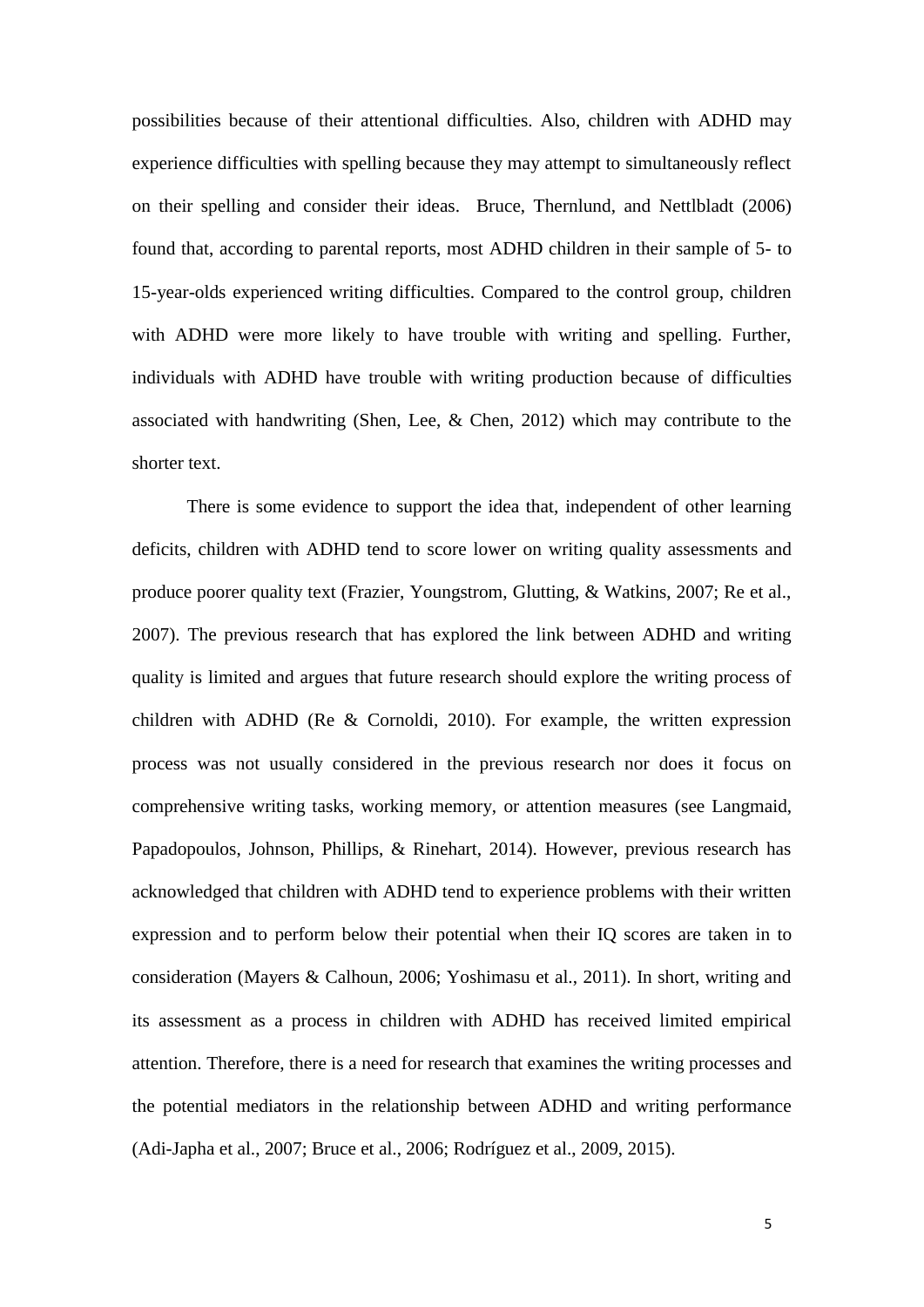possibilities because of their attentional difficulties. Also, children with ADHD may experience difficulties with spelling because they may attempt to simultaneously reflect on their spelling and consider their ideas. Bruce, Thernlund, and Nettlbladt (2006) found that, according to parental reports, most ADHD children in their sample of 5- to 15-year-olds experienced writing difficulties. Compared to the control group, children with ADHD were more likely to have trouble with writing and spelling. Further, individuals with ADHD have trouble with writing production because of difficulties associated with handwriting (Shen, Lee, & Chen, 2012) which may contribute to the shorter text.

There is some evidence to support the idea that, independent of other learning deficits, children with ADHD tend to score lower on writing quality assessments and produce poorer quality text (Frazier, Youngstrom, Glutting, & Watkins, 2007; Re et al., 2007). The previous research that has explored the link between ADHD and writing quality is limited and argues that future research should explore the writing process of children with ADHD (Re & Cornoldi, 2010). For example, the written expression process was not usually considered in the previous research nor does it focus on comprehensive writing tasks, working memory, or attention measures (see Langmaid, Papadopoulos, Johnson, Phillips, & Rinehart, 2014). However, previous research has acknowledged that children with ADHD tend to experience problems with their written expression and to perform below their potential when their IQ scores are taken in to consideration (Mayers & Calhoun, 2006; Yoshimasu et al., 2011). In short, writing and its assessment as a process in children with ADHD has received limited empirical attention. Therefore, there is a need for research that examines the writing processes and the potential mediators in the relationship between ADHD and writing performance (Adi-Japha et al., 2007; Bruce et al., 2006; Rodríguez et al., 2009, 2015).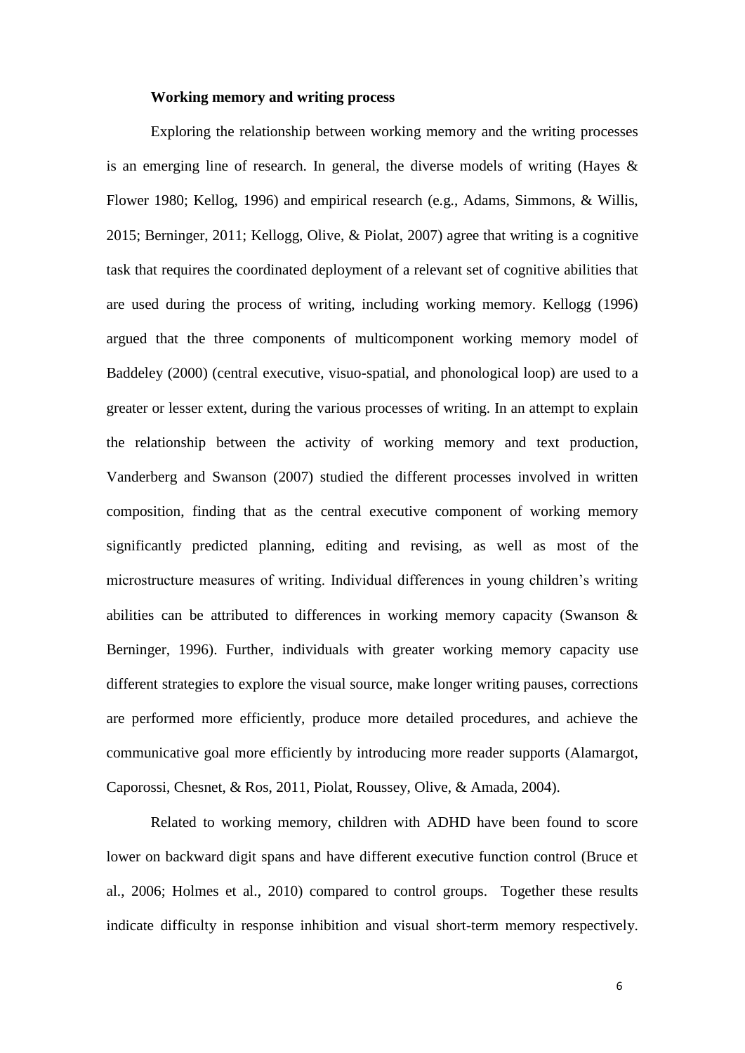**Working memory and writing process**

Exploring the relationship between working memory and the writing processes is an emerging line of research. In general, the diverse models of writing (Hayes & Flower 1980; Kellog, 1996) and empirical research (e.g., Adams, Simmons, & Willis, 2015; Berninger, 2011; Kellogg, Olive, & Piolat, 2007) agree that writing is a cognitive task that requires the coordinated deployment of a relevant set of cognitive abilities that are used during the process of writing, including working memory. Kellogg (1996) argued that the three components of multicomponent working memory model of Baddeley (2000) (central executive, visuo-spatial, and phonological loop) are used to a greater or lesser extent, during the various processes of writing. In an attempt to explain the relationship between the activity of working memory and text production, Vanderberg and Swanson (2007) studied the different processes involved in written composition, finding that as the central executive component of working memory significantly predicted planning, editing and revising, as well as most of the microstructure measures of writing. Individual differences in young children's writing abilities can be attributed to differences in working memory capacity (Swanson & Berninger, 1996). Further, individuals with greater working memory capacity use different strategies to explore the visual source, make longer writing pauses, corrections are performed more efficiently, produce more detailed procedures, and achieve the communicative goal more efficiently by introducing more reader supports (Alamargot, Caporossi, Chesnet, & Ros, 2011, Piolat, Roussey, Olive, & Amada, 2004).

Related to working memory, children with ADHD have been found to score lower on backward digit spans and have different executive function control (Bruce et al., 2006; Holmes et al., 2010) compared to control groups. Together these results indicate difficulty in response inhibition and visual short-term memory respectively.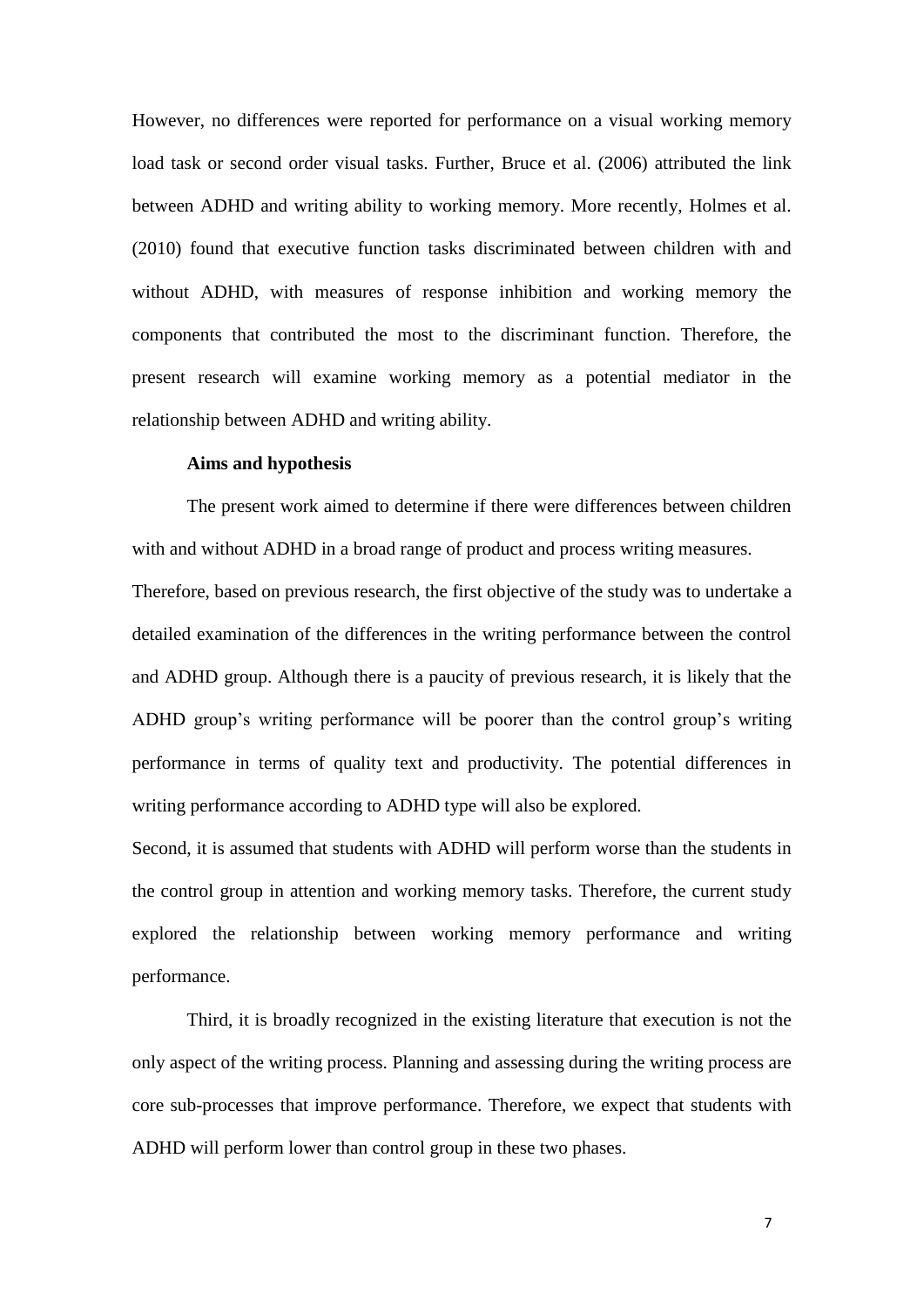However, no differences were reported for performance on a visual working memory load task or second order visual tasks. Further, Bruce et al. (2006) attributed the link between ADHD and writing ability to working memory. More recently, Holmes et al. (2010) found that executive function tasks discriminated between children with and without ADHD, with measures of response inhibition and working memory the components that contributed the most to the discriminant function. Therefore, the present research will examine working memory as a potential mediator in the relationship between ADHD and writing ability.

### Aims and hypothesis

The present work aimed to determine if there were differences between children with and without ADHD in a broad range of product and process writing measures.

Therefore, based on previous research, the first objective of the study was to undertake a detailed examination of the differences in the writing performance between the control and ADHD group. Although there is a paucity of previous research, it is likely that the ADHD group's writing performance will be poorer than the control group's writing performance in terms of quality text and productivity. The potential differences in writing performance according to ADHD type will also be explored.

Second, it is assumed that students with ADHD will perform worse than the students in the control group in attention and working memory tasks. Therefore, the current study explored the relationship between working memory performance and writing performance.

Third, it is broadly recognized in the existing literature that execution is not the only aspect of the writing process. Planning and assessing during the writing process are core sub-processes that improve performance. Therefore, we expect that students with ADHD will perform lower than control group in these two phases.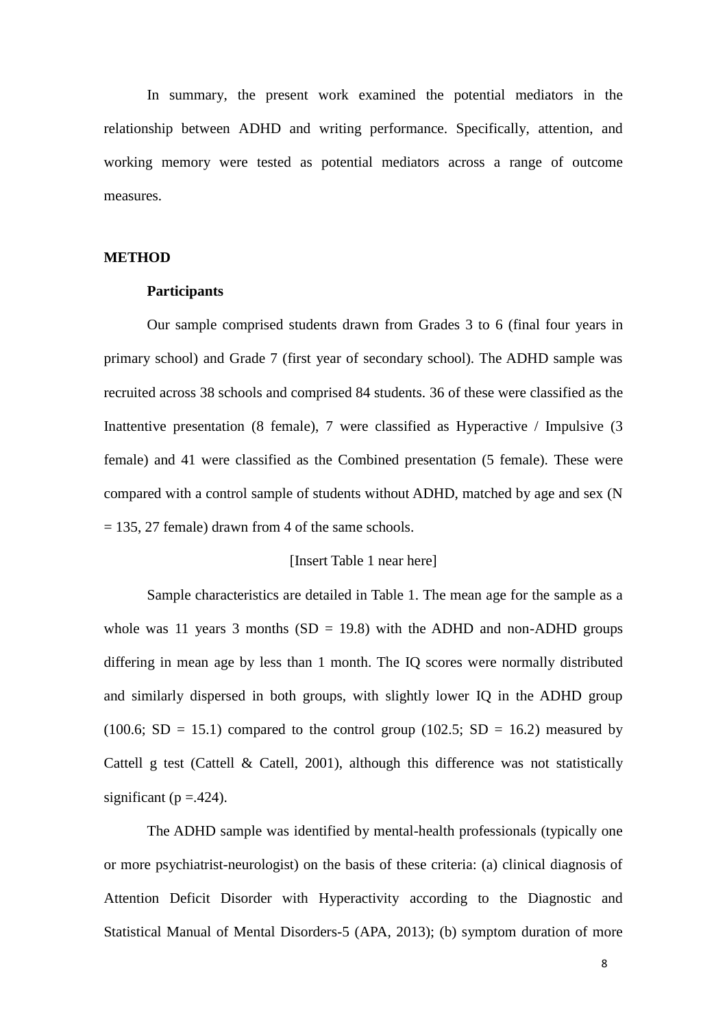In summary, the present work examined the potential mediators in the relationship between ADHD and writing performance. Specifically, attention, and working memory were tested as potential mediators across a range of outcome measures.

## METHOD

### Participants

Our sample comprised students drawn from Grades 3 to 6 (final four years in primary school) and Grade 7 (first year of secondary school). The ADHD sample was recruited across 38 schools and comprised 84 students. 36 of these were classified as the Inattentive presentation (8 female), 7 were classified as Hyperactive / Impulsive (3 female) and 41 were classified as the Combined presentation (5 female). These were compared with a control sample of students without ADHD, matched by age and sex (N = 135, 27 female) drawn from 4 of the same schools.

[Insert Table 1 near here]

Sample characteristics are detailed in Table 1. The mean age for the sample as a whole was 11 years 3 months (SD = 19.8) with the ADHD and non-ADHD groups differing in mean age by less than 1 month. The IQ scores were normally distributed and similarly dispersed in both groups, with slightly lower IQ in the ADHD group (100.6; SD = 15.1) compared to the control group (102.5; SD = 16.2) measured by Cattell g test (Cattell & Catell, 2001), although this difference was not statistically significant ($p$ =.424).

The ADHD sample was identified by mental-health professionals (typically one or more psychiatrist-neurologist) on the basis of these criteria: (a) clinical diagnosis of Attention Deficit Disorder with Hyperactivity according to the Diagnostic and Statistical Manual of Mental Disorders-5 (APA, 2013); (b) symptom duration of more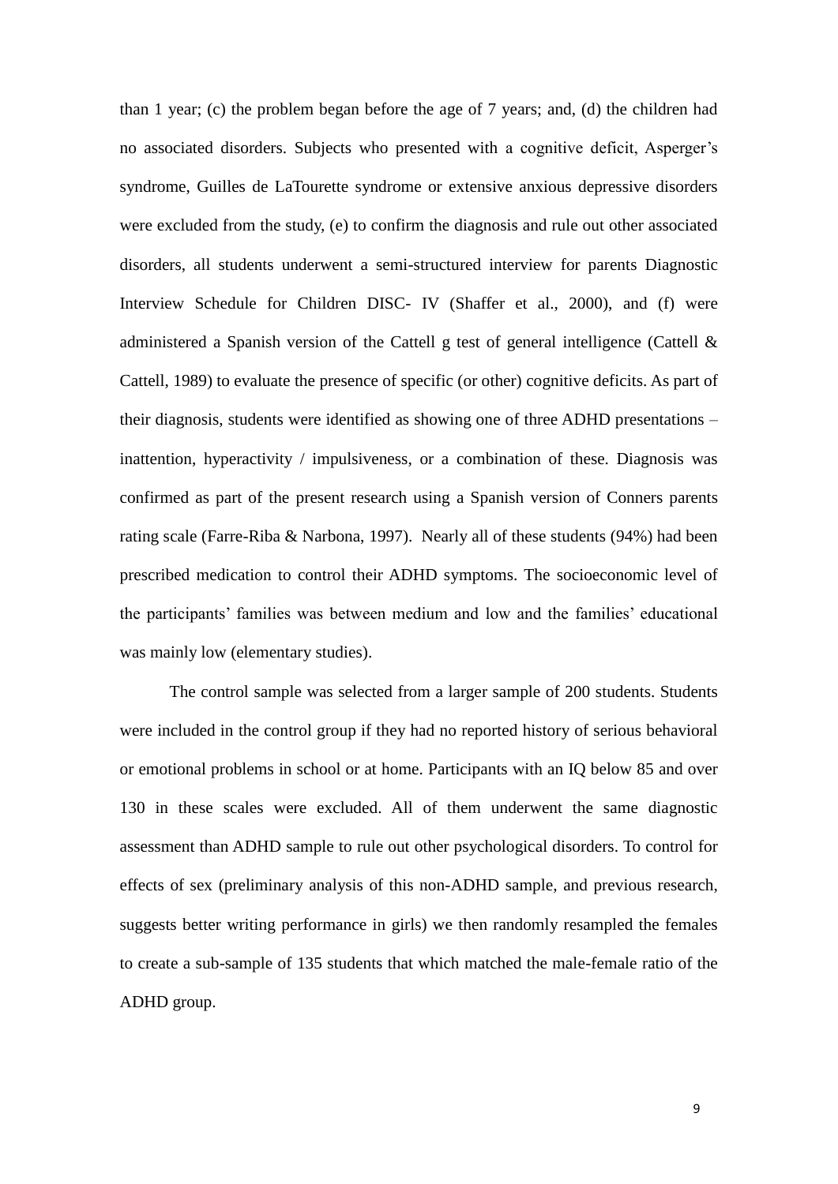than 1 year; (c) the problem began before the age of 7 years; and, (d) the children had no associated disorders. Subjects who presented with a cognitive deficit, Asperger's syndrome, Guilles de LaTourette syndrome or extensive anxious depressive disorders were excluded from the study, (e) to confirm the diagnosis and rule out other associated disorders, all students underwent a semi-structured interview for parents Diagnostic Interview Schedule for Children DISC- IV (Shaffer et al., 2000), and (f) were administered a Spanish version of the Cattell g test of general intelligence (Cattell & Cattell, 1989) to evaluate the presence of specific (or other) cognitive deficits. As part of their diagnosis, students were identified as showing one of three ADHD presentations – inattention, hyperactivity / impulsiveness, or a combination of these. Diagnosis was confirmed as part of the present research using a Spanish version of Conners parents rating scale (Farre-Riba & Narbona, 1997). Nearly all of these students (94%) had been prescribed medication to control their ADHD symptoms. The socioeconomic level of the participants' families was between medium and low and the families' educational was mainly low (elementary studies).

The control sample was selected from a larger sample of 200 students. Students were included in the control group if they had no reported history of serious behavioral or emotional problems in school or at home. Participants with an IQ below 85 and over 130 in these scales were excluded. All of them underwent the same diagnostic assessment than ADHD sample to rule out other psychological disorders. To control for effects of sex (preliminary analysis of this non-ADHD sample, and previous research, suggests better writing performance in girls) we then randomly resampled the females to create a sub-sample of 135 students that which matched the male-female ratio of the ADHD group.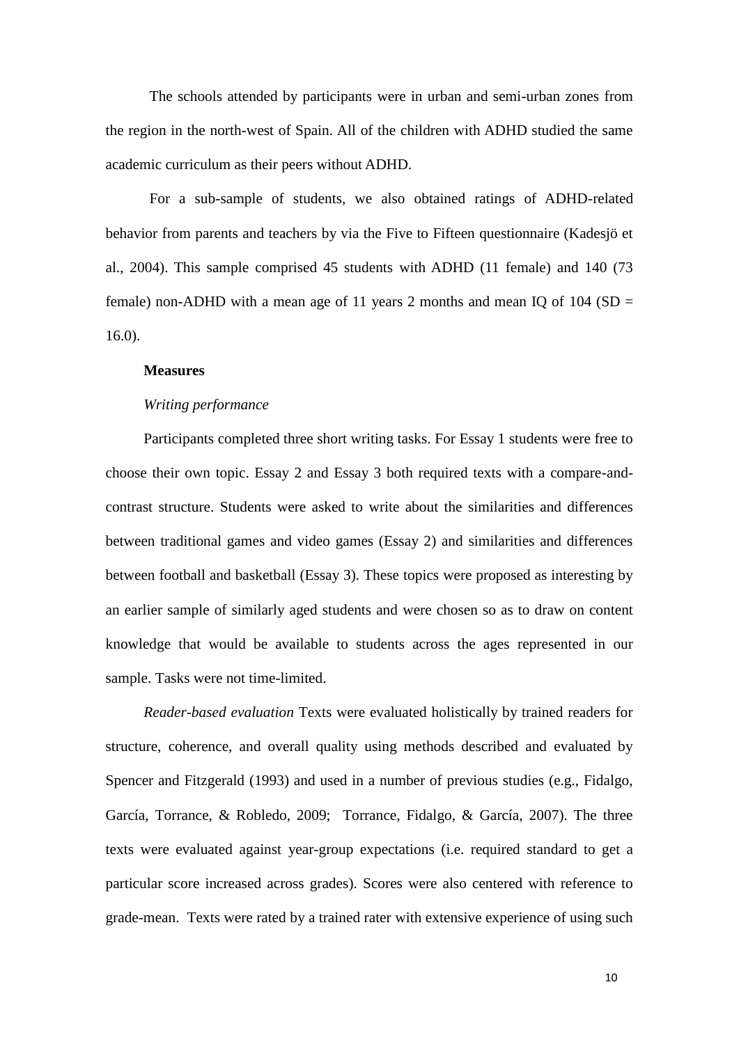The schools attended by participants were in urban and semi-urban zones from the region in the north-west of Spain. All of the children with ADHD studied the same academic curriculum as their peers without ADHD.

For a sub-sample of students, we also obtained ratings of ADHD-related behavior from parents and teachers by via the Five to Fifteen questionnaire (Kadesjö et al., 2004). This sample comprised 45 students with ADHD (11 female) and 140 (73 female) non-ADHD with a mean age of 11 years 2 months and mean IQ of 104 (SD = 16.0).

**Measures**

*Writing performance*

Participants completed three short writing tasks. For Essay 1 students were free to choose their own topic. Essay 2 and Essay 3 both required texts with a compare-and-contrast structure. Students were asked to write about the similarities and differences between traditional games and video games (Essay 2) and similarities and differences between football and basketball (Essay 3). These topics were proposed as interesting by an earlier sample of similarly aged students and were chosen so as to draw on content knowledge that would be available to students across the ages represented in our sample. Tasks were not time-limited.

*Reader-based evaluation* Texts were evaluated holistically by trained readers for structure, coherence, and overall quality using methods described and evaluated by Spencer and Fitzgerald (1993) and used in a number of previous studies (e.g., Fidalgo, García, Torrance, & Robledo, 2009; Torrance, Fidalgo, & García, 2007). The three texts were evaluated against year-group expectations (i.e. required standard to get a particular score increased across grades). Scores were also centered with reference to grade-mean. Texts were rated by a trained rater with extensive experience of using such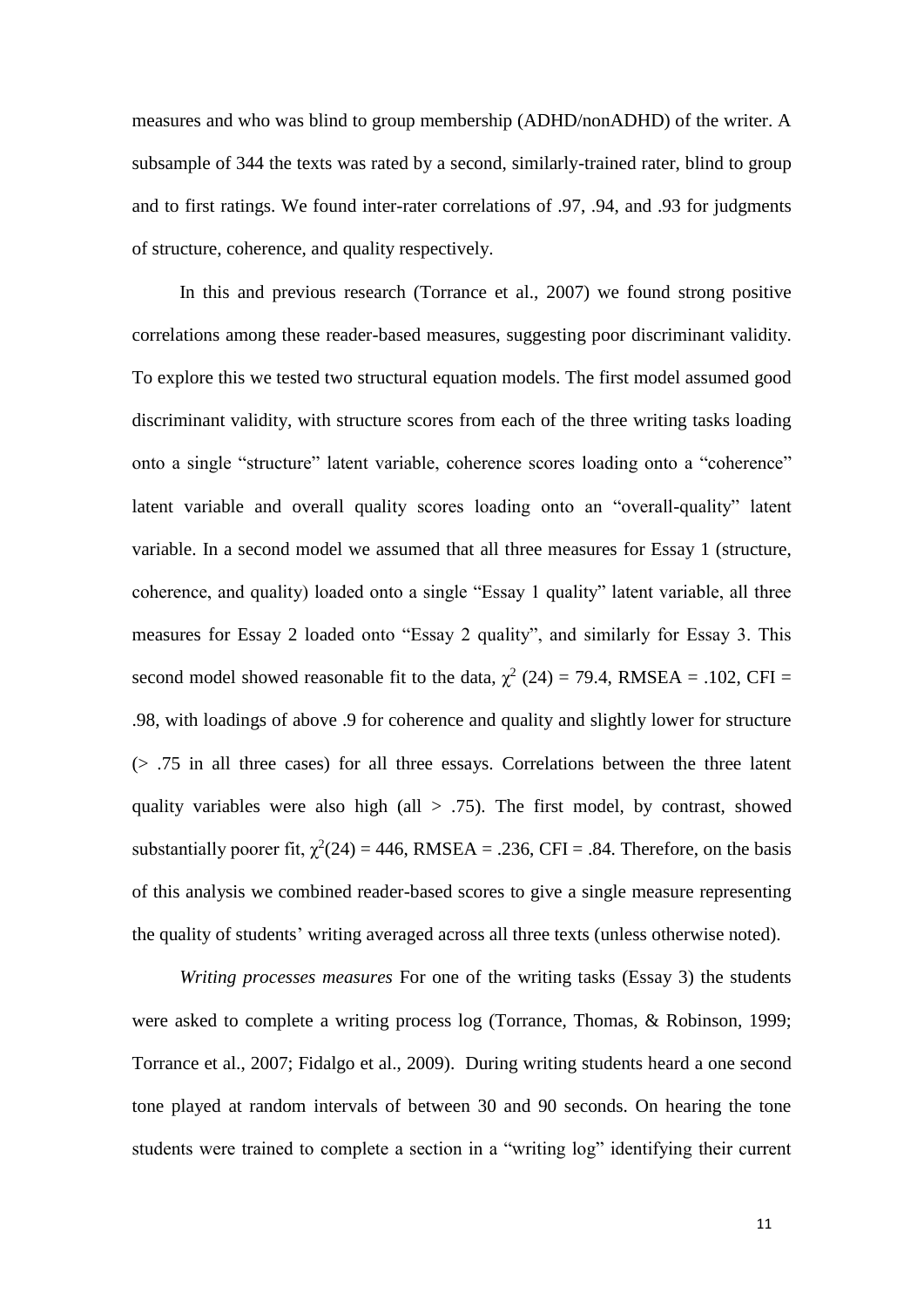measures and who was blind to group membership (ADHD/nonADHD) of the writer. A subsample of 344 the texts was rated by a second, similarly-trained rater, blind to group and to first ratings. We found inter-rater correlations of .97, .94, and .93 for judgments of structure, coherence, and quality respectively.

In this and previous research (Torrance et al., 2007) we found strong positive correlations among these reader-based measures, suggesting poor discriminant validity. To explore this we tested two structural equation models. The first model assumed good discriminant validity, with structure scores from each of the three writing tasks loading onto a single "structure" latent variable, coherence scores loading onto a "coherence" latent variable and overall quality scores loading onto an "overall-quality" latent variable. In a second model we assumed that all three measures for Essay 1 (structure, coherence, and quality) loaded onto a single "Essay 1 quality" latent variable, all three measures for Essay 2 loaded onto "Essay 2 quality", and similarly for Essay 3. This second model showed reasonable fit to the data, $\chi^2$ (24) = 79.4, RMSEA = .102, CFI = .98, with loadings of above .9 for coherence and quality and slightly lower for structure (> .75 in all three cases) for all three essays. Correlations between the three latent quality variables were also high (all > .75). The first model, by contrast, showed substantially poorer fit, $\chi^2$(24) = 446, RMSEA = .236, CFI = .84. Therefore, on the basis of this analysis we combined reader-based scores to give a single measure representing the quality of students' writing averaged across all three texts (unless otherwise noted).

*Writing processes measures* For one of the writing tasks (Essay 3) the students were asked to complete a writing process log (Torrance, Thomas, & Robinson, 1999; Torrance et al., 2007; Fidalgo et al., 2009). During writing students heard a one second tone played at random intervals of between 30 and 90 seconds. On hearing the tone students were trained to complete a section in a "writing log" identifying their current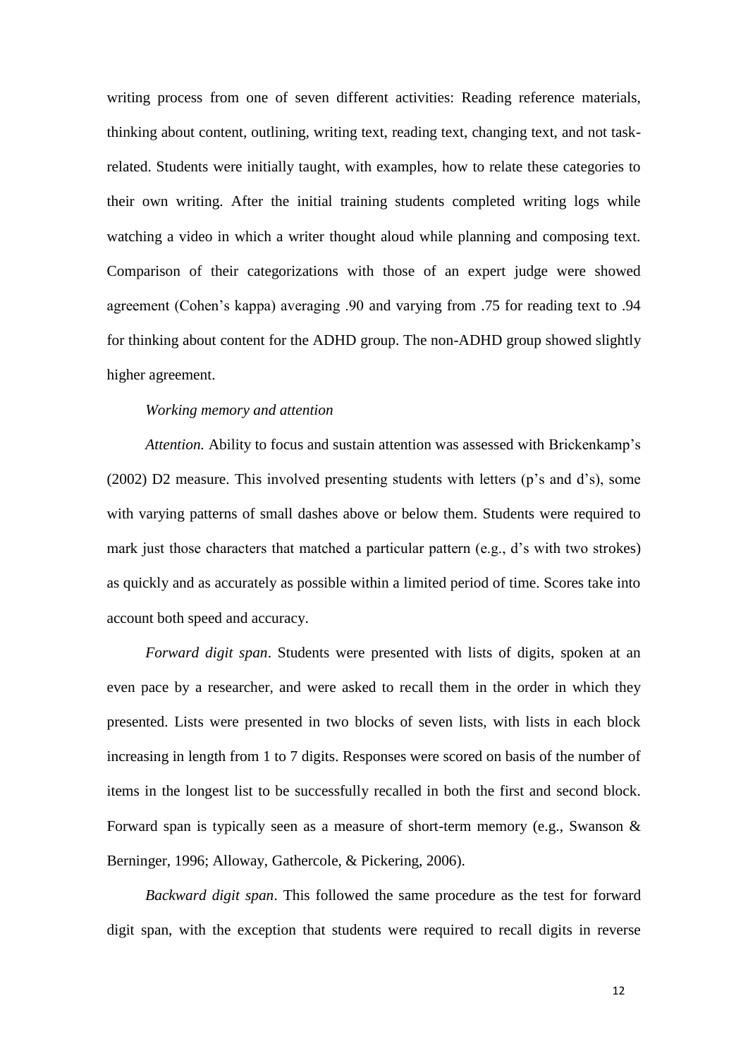writing process from one of seven different activities: Reading reference materials, thinking about content, outlining, writing text, reading text, changing text, and not task-related. Students were initially taught, with examples, how to relate these categories to their own writing. After the initial training students completed writing logs while watching a video in which a writer thought aloud while planning and composing text. Comparison of their categorizations with those of an expert judge were showed agreement (Cohen's kappa) averaging .90 and varying from .75 for reading text to .94 for thinking about content for the ADHD group. The non-ADHD group showed slightly higher agreement.

*Working memory and attention*

*Attention.* Ability to focus and sustain attention was assessed with Brickenkamp's (2002) D2 measure. This involved presenting students with letters (p's and d's), some with varying patterns of small dashes above or below them. Students were required to mark just those characters that matched a particular pattern (e.g., d's with two strokes) as quickly and as accurately as possible within a limited period of time. Scores take into account both speed and accuracy.

*Forward digit span*. Students were presented with lists of digits, spoken at an even pace by a researcher, and were asked to recall them in the order in which they presented. Lists were presented in two blocks of seven lists, with lists in each block increasing in length from 1 to 7 digits. Responses were scored on basis of the number of items in the longest list to be successfully recalled in both the first and second block. Forward span is typically seen as a measure of short-term memory (e.g., Swanson & Berninger, 1996; Alloway, Gathercole, & Pickering, 2006).

*Backward digit span*. This followed the same procedure as the test for forward digit span, with the exception that students were required to recall digits in reverse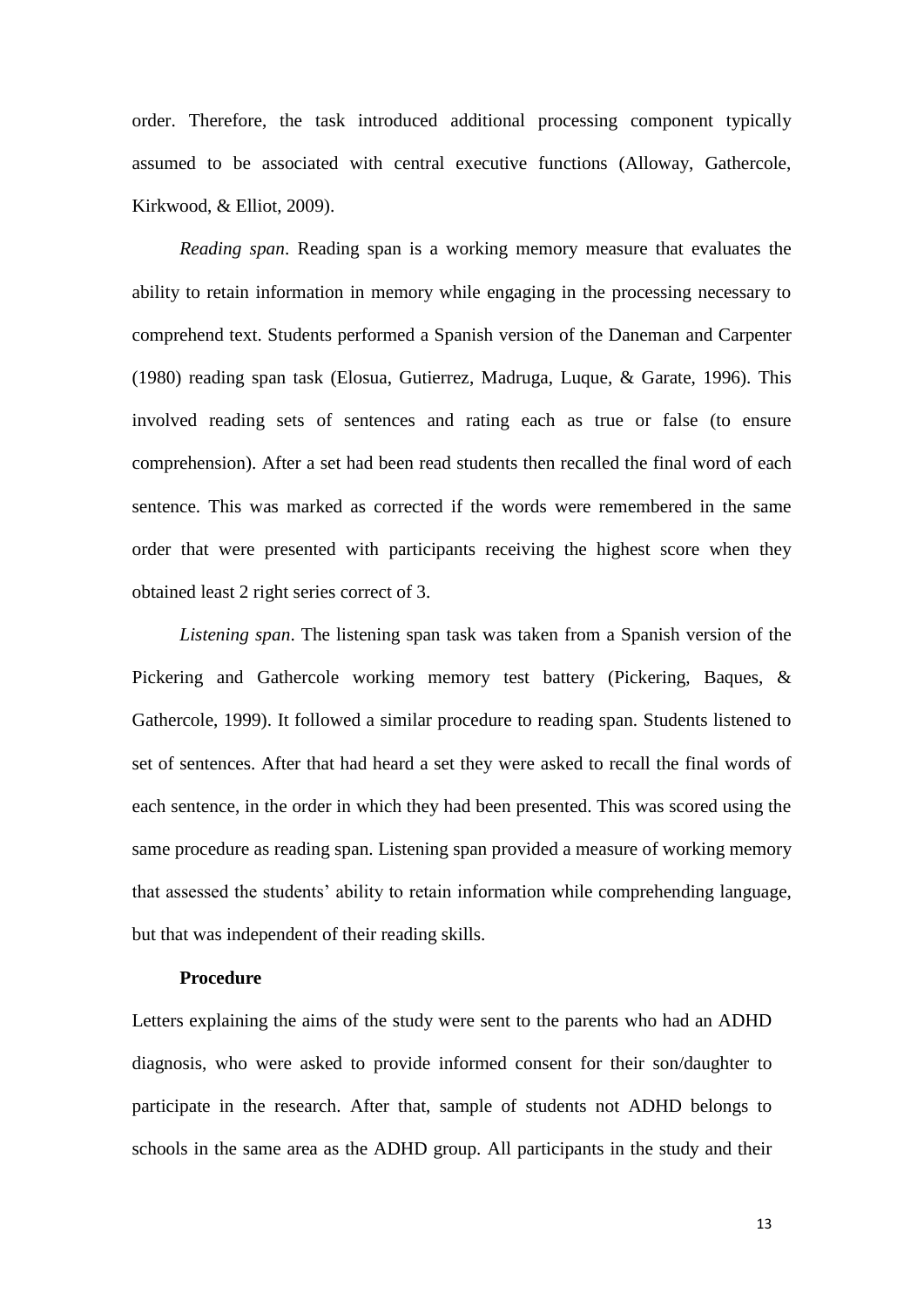order. Therefore, the task introduced additional processing component typically assumed to be associated with central executive functions (Alloway, Gathercole, Kirkwood, & Elliot, 2009).

*Reading span*. Reading span is a working memory measure that evaluates the ability to retain information in memory while engaging in the processing necessary to comprehend text. Students performed a Spanish version of the Daneman and Carpenter (1980) reading span task (Elosua, Gutierrez, Madruga, Luque, & Garate, 1996). This involved reading sets of sentences and rating each as true or false (to ensure comprehension). After a set had been read students then recalled the final word of each sentence. This was marked as corrected if the words were remembered in the same order that were presented with participants receiving the highest score when they obtained least 2 right series correct of 3.

*Listening span*. The listening span task was taken from a Spanish version of the Pickering and Gathercole working memory test battery (Pickering, Baques, & Gathercole, 1999). It followed a similar procedure to reading span. Students listened to set of sentences. After that had heard a set they were asked to recall the final words of each sentence, in the order in which they had been presented. This was scored using the same procedure as reading span. Listening span provided a measure of working memory that assessed the students' ability to retain information while comprehending language, but that was independent of their reading skills.

**Procedure**

Letters explaining the aims of the study were sent to the parents who had an ADHD diagnosis, who were asked to provide informed consent for their son/daughter to participate in the research. After that, sample of students not ADHD belongs to schools in the same area as the ADHD group. All participants in the study and their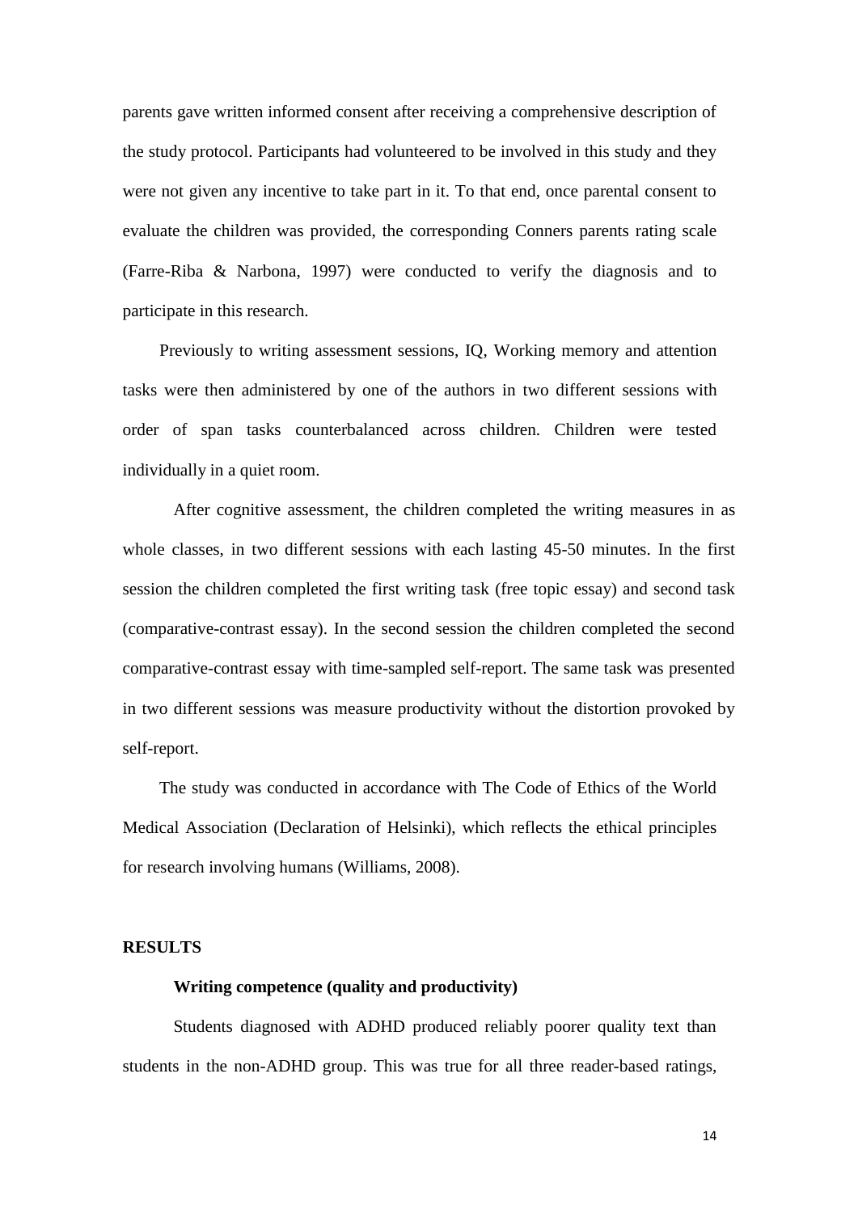parents gave written informed consent after receiving a comprehensive description of the study protocol. Participants had volunteered to be involved in this study and they were not given any incentive to take part in it. To that end, once parental consent to evaluate the children was provided, the corresponding Conners parents rating scale (Farre-Riba & Narbona, 1997) were conducted to verify the diagnosis and to participate in this research.

Previously to writing assessment sessions, IQ, Working memory and attention tasks were then administered by one of the authors in two different sessions with order of span tasks counterbalanced across children. Children were tested individually in a quiet room.

After cognitive assessment, the children completed the writing measures in as whole classes, in two different sessions with each lasting 45-50 minutes. In the first session the children completed the first writing task (free topic essay) and second task (comparative-contrast essay). In the second session the children completed the second comparative-contrast essay with time-sampled self-report. The same task was presented in two different sessions was measure productivity without the distortion provoked by self-report.

The study was conducted in accordance with The Code of Ethics of the World Medical Association (Declaration of Helsinki), which reflects the ethical principles for research involving humans (Williams, 2008).

## RESULTS

### Writing competence (quality and productivity)

Students diagnosed with ADHD produced reliably poorer quality text than students in the non-ADHD group. This was true for all three reader-based ratings,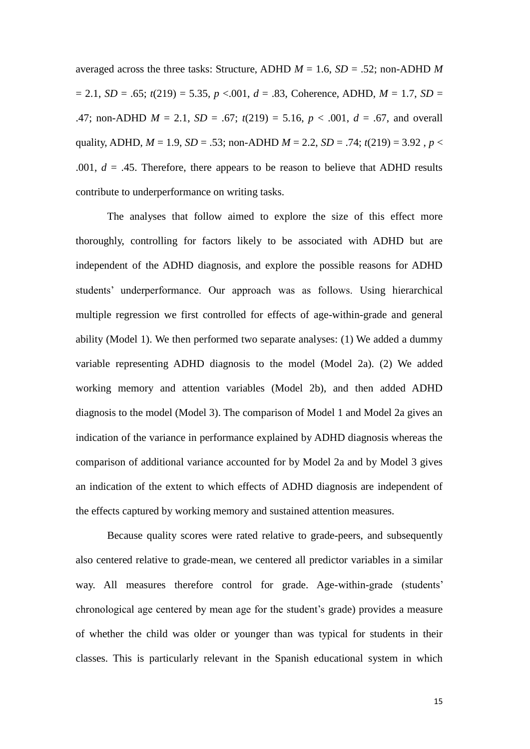averaged across the three tasks: Structure, ADHD $M = 1.6$, $SD = .52$; non-ADHD $M = 2.1$, $SD = .65$; $t(219) = 5.35$, $p < .001$, $d = .83$, Coherence, ADHD, $M = 1.7$, $SD = .47$; non-ADHD $M = 2.1$, $SD = .67$; $t(219) = 5.16$, $p < .001$, $d = .67$, and overall quality, ADHD, $M = 1.9$, $SD = .53$; non-ADHD $M = 2.2$, $SD = .74$; $t(219) = 3.92$ , $p < .001$, $d = .45$. Therefore, there appears to be reason to believe that ADHD results contribute to underperformance on writing tasks.

The analyses that follow aimed to explore the size of this effect more thoroughly, controlling for factors likely to be associated with ADHD but are independent of the ADHD diagnosis, and explore the possible reasons for ADHD students' underperformance. Our approach was as follows. Using hierarchical multiple regression we first controlled for effects of age-within-grade and general ability (Model 1). We then performed two separate analyses: (1) We added a dummy variable representing ADHD diagnosis to the model (Model 2a). (2) We added working memory and attention variables (Model 2b), and then added ADHD diagnosis to the model (Model 3). The comparison of Model 1 and Model 2a gives an indication of the variance in performance explained by ADHD diagnosis whereas the comparison of additional variance accounted for by Model 2a and by Model 3 gives an indication of the extent to which effects of ADHD diagnosis are independent of the effects captured by working memory and sustained attention measures.

Because quality scores were rated relative to grade-peers, and subsequently also centered relative to grade-mean, we centered all predictor variables in a similar way. All measures therefore control for grade. Age-within-grade (students' chronological age centered by mean age for the student's grade) provides a measure of whether the child was older or younger than was typical for students in their classes. This is particularly relevant in the Spanish educational system in which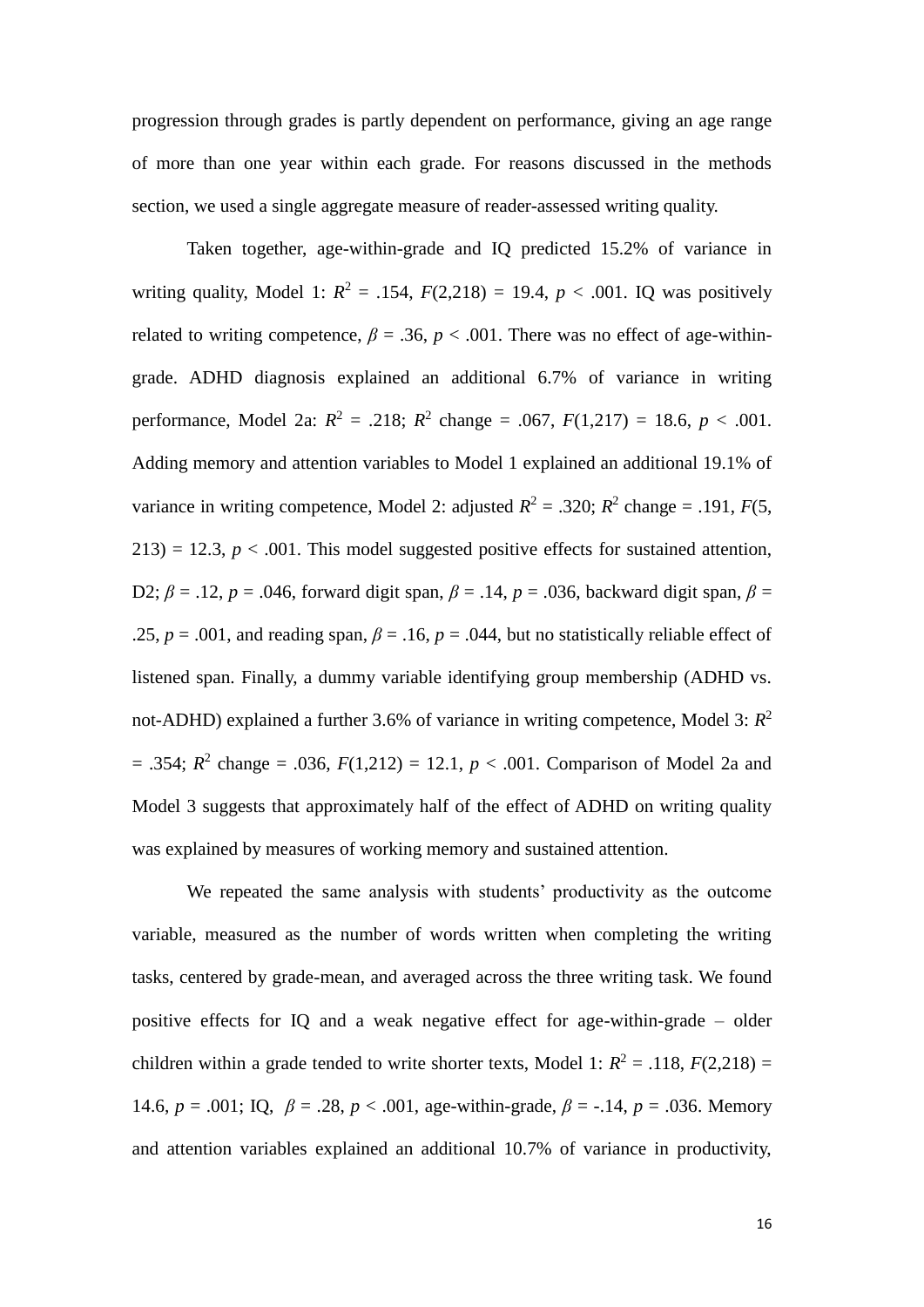progression through grades is partly dependent on performance, giving an age range of more than one year within each grade. For reasons discussed in the methods section, we used a single aggregate measure of reader-assessed writing quality.

Taken together, age-within-grade and IQ predicted 15.2% of variance in writing quality, Model 1: $R^2$ = .154, $F$(2,218) = 19.4, $p$ < .001. IQ was positively related to writing competence, $\beta$ = .36, $p$ < .001. There was no effect of age-within-grade. ADHD diagnosis explained an additional 6.7% of variance in writing performance, Model 2a: $R^2$ = .218; $R^2$ change = .067, $F$(1,217) = 18.6, $p$ < .001. Adding memory and attention variables to Model 1 explained an additional 19.1% of variance in writing competence, Model 2: adjusted $R^2$ = .320; $R^2$ change = .191, $F$(5, 213) = 12.3, $p$ < .001. This model suggested positive effects for sustained attention, D2; $\beta$ = .12, $p$ = .046, forward digit span, $\beta$ = .14, $p$ = .036, backward digit span, $\beta$ = .25, $p$ = .001, and reading span, $\beta$ = .16, $p$ = .044, but no statistically reliable effect of listened span. Finally, a dummy variable identifying group membership (ADHD vs. not-ADHD) explained a further 3.6% of variance in writing competence, Model 3: $R^2$ = .354; $R^2$ change = .036, $F$(1,212) = 12.1, $p$ < .001. Comparison of Model 2a and Model 3 suggests that approximately half of the effect of ADHD on writing quality was explained by measures of working memory and sustained attention.

We repeated the same analysis with students' productivity as the outcome variable, measured as the number of words written when completing the writing tasks, centered by grade-mean, and averaged across the three writing task. We found positive effects for IQ and a weak negative effect for age-within-grade – older children within a grade tended to write shorter texts, Model 1: $R^2$ = .118, $F$(2,218) = 14.6, $p$ = .001; IQ, $\beta$ = .28, $p$ < .001, age-within-grade, $\beta$ = -.14, $p$ = .036. Memory and attention variables explained an additional 10.7% of variance in productivity,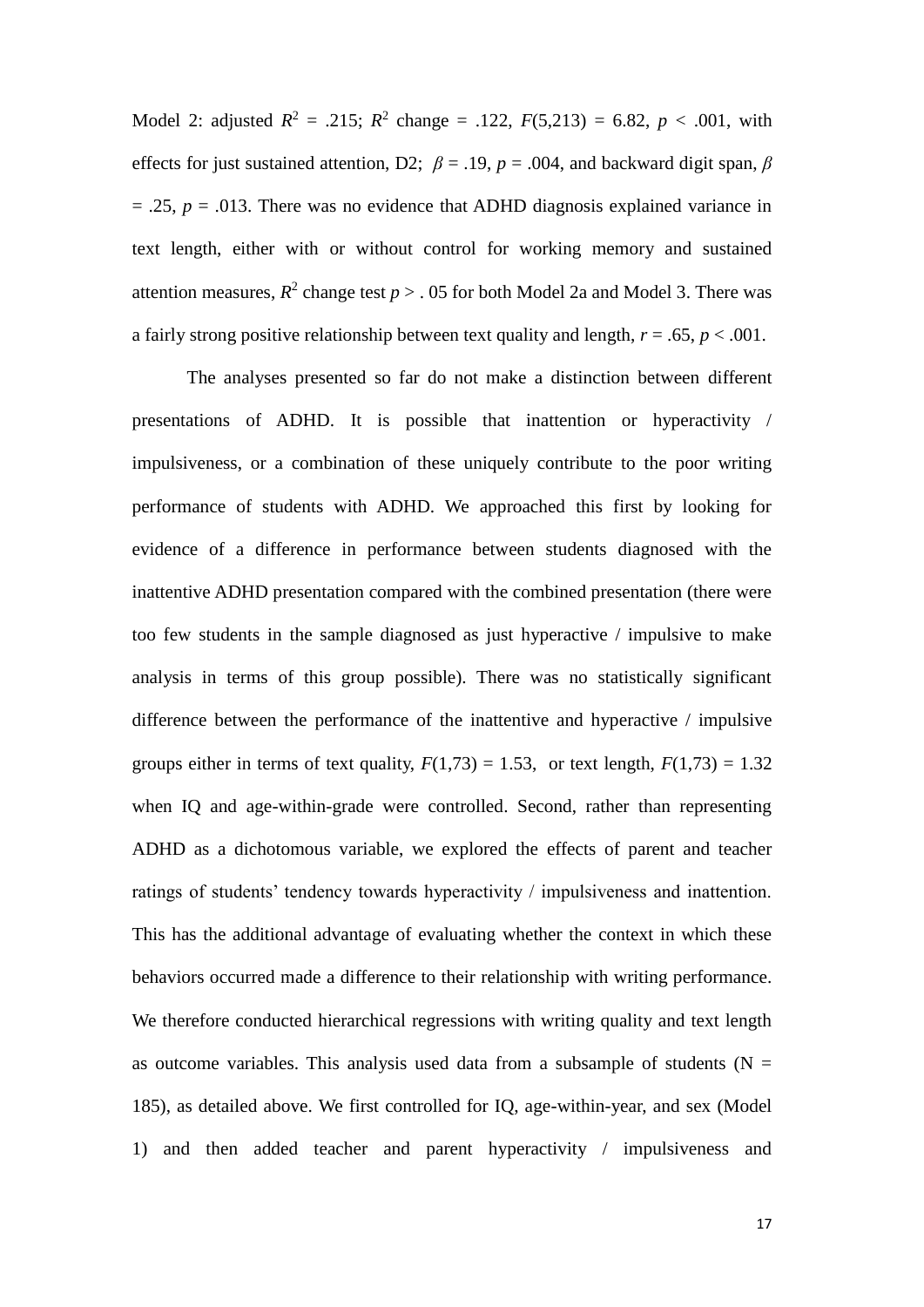Model 2: adjusted $R^2$ = .215; $R^2$ change = .122, $F(5,213)$ = 6.82, $p$ < .001, with effects for just sustained attention, D2; $\beta$ = .19, $p$ = .004, and backward digit span, $\beta$ = .25, $p$ = .013. There was no evidence that ADHD diagnosis explained variance in text length, either with or without control for working memory and sustained attention measures, $R^2$ change test $p$ > . 05 for both Model 2a and Model 3. There was a fairly strong positive relationship between text quality and length, $r$ = .65, $p$ < .001.

The analyses presented so far do not make a distinction between different presentations of ADHD. It is possible that inattention or hyperactivity / impulsiveness, or a combination of these uniquely contribute to the poor writing performance of students with ADHD. We approached this first by looking for evidence of a difference in performance between students diagnosed with the inattentive ADHD presentation compared with the combined presentation (there were too few students in the sample diagnosed as just hyperactive / impulsive to make analysis in terms of this group possible). There was no statistically significant difference between the performance of the inattentive and hyperactive / impulsive groups either in terms of text quality, $F(1,73)$ = 1.53, or text length, $F(1,73)$ = 1.32 when IQ and age-within-grade were controlled. Second, rather than representing ADHD as a dichotomous variable, we explored the effects of parent and teacher ratings of students' tendency towards hyperactivity / impulsiveness and inattention. This has the additional advantage of evaluating whether the context in which these behaviors occurred made a difference to their relationship with writing performance. We therefore conducted hierarchical regressions with writing quality and text length as outcome variables. This analysis used data from a subsample of students (N = 185), as detailed above. We first controlled for IQ, age-within-year, and sex (Model 1) and then added teacher and parent hyperactivity / impulsiveness and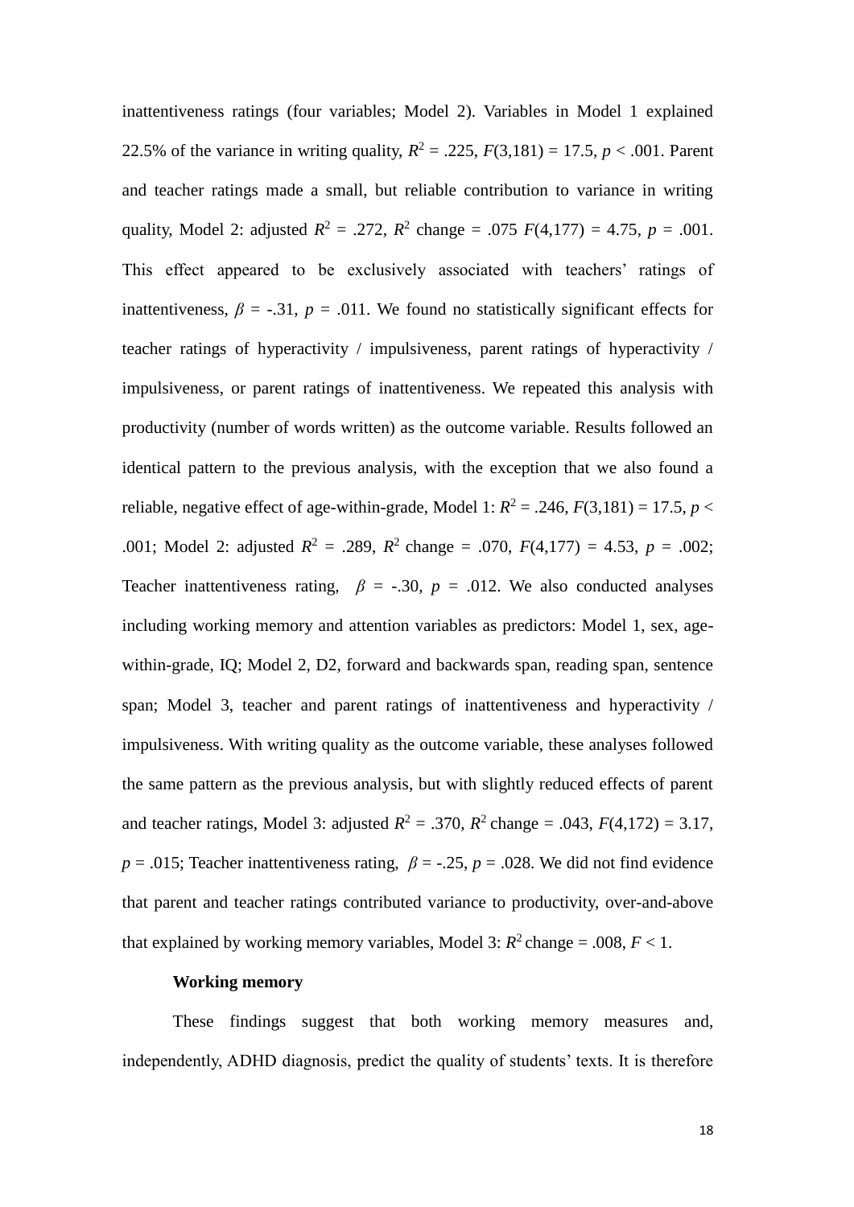inattentiveness ratings (four variables; Model 2). Variables in Model 1 explained 22.5% of the variance in writing quality, $R^2 = .225$, $F(3,181) = 17.5$, $p < .001$. Parent and teacher ratings made a small, but reliable contribution to variance in writing quality, Model 2: adjusted $R^2 = .272$, $R^2$ change = .075 $F(4,177) = 4.75$, $p = .001$. This effect appeared to be exclusively associated with teachers' ratings of inattentiveness, $\beta = -.31$, $p = .011$. We found no statistically significant effects for teacher ratings of hyperactivity / impulsiveness, parent ratings of hyperactivity / impulsiveness, or parent ratings of inattentiveness. We repeated this analysis with productivity (number of words written) as the outcome variable. Results followed an identical pattern to the previous analysis, with the exception that we also found a reliable, negative effect of age-within-grade, Model 1: $R^2 = .246$, $F(3,181) = 17.5$, $p < .001$; Model 2: adjusted $R^2 = .289$, $R^2$ change = .070, $F(4,177) = 4.53$, $p = .002$; Teacher inattentiveness rating, $\beta = -.30$, $p = .012$. We also conducted analyses including working memory and attention variables as predictors: Model 1, sex, age-within-grade, IQ; Model 2, D2, forward and backwards span, reading span, sentence span; Model 3, teacher and parent ratings of inattentiveness and hyperactivity / impulsiveness. With writing quality as the outcome variable, these analyses followed the same pattern as the previous analysis, but with slightly reduced effects of parent and teacher ratings, Model 3: adjusted $R^2 = .370$, $R^2$ change = .043, $F(4,172) = 3.17$, $p = .015$; Teacher inattentiveness rating, $\beta = -.25$, $p = .028$. We did not find evidence that parent and teacher ratings contributed variance to productivity, over-and-above that explained by working memory variables, Model 3: $R^2$ change = .008, $F < 1$.

**Working memory**

These findings suggest that both working memory measures and, independently, ADHD diagnosis, predict the quality of students' texts. It is therefore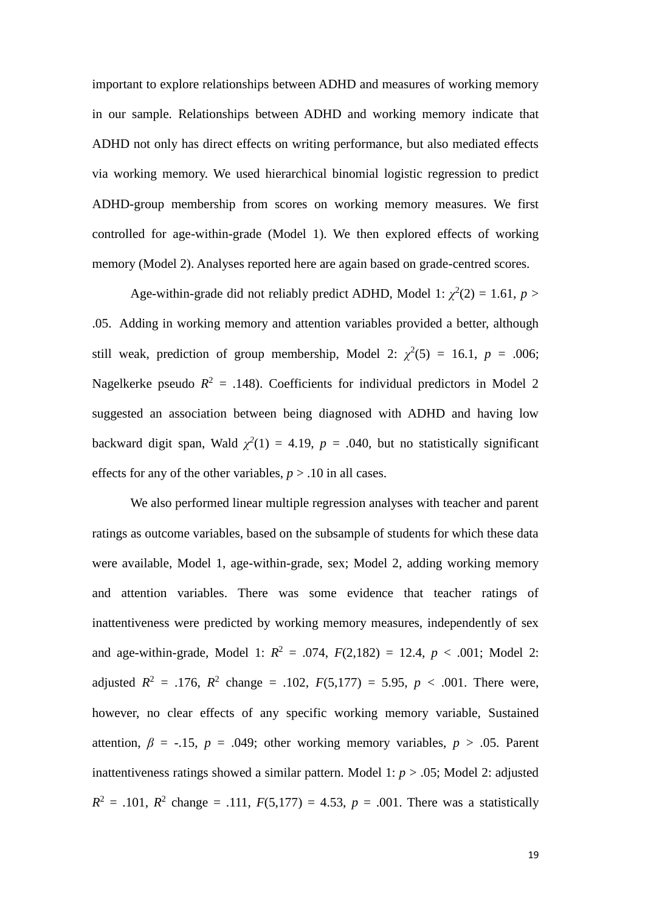important to explore relationships between ADHD and measures of working memory in our sample. Relationships between ADHD and working memory indicate that ADHD not only has direct effects on writing performance, but also mediated effects via working memory. We used hierarchical binomial logistic regression to predict ADHD-group membership from scores on working memory measures. We first controlled for age-within-grade (Model 1). We then explored effects of working memory (Model 2). Analyses reported here are again based on grade-centred scores.

Age-within-grade did not reliably predict ADHD, Model 1: $\chi^2(2) = 1.61$, $p > .05$. Adding in working memory and attention variables provided a better, although still weak, prediction of group membership, Model 2: $\chi^2(5) = 16.1$, $p = .006$; Nagelkerke pseudo $R^2 = .148$). Coefficients for individual predictors in Model 2 suggested an association between being diagnosed with ADHD and having low backward digit span, Wald $\chi^2(1) = 4.19$, $p = .040$, but no statistically significant effects for any of the other variables, $p > .10$ in all cases.

We also performed linear multiple regression analyses with teacher and parent ratings as outcome variables, based on the subsample of students for which these data were available, Model 1, age-within-grade, sex; Model 2, adding working memory and attention variables. There was some evidence that teacher ratings of inattentiveness were predicted by working memory measures, independently of sex and age-within-grade, Model 1: $R^2 = .074$, $F(2,182) = 12.4$, $p < .001$; Model 2: adjusted $R^2 = .176$, $R^2$ change $= .102$, $F(5,177) = 5.95$, $p < .001$. There were, however, no clear effects of any specific working memory variable, Sustained attention, $\beta = -.15$, $p = .049$; other working memory variables, $p > .05$. Parent inattentiveness ratings showed a similar pattern. Model 1: $p > .05$; Model 2: adjusted $R^2 = .101$, $R^2$ change $= .111$, $F(5,177) = 4.53$, $p = .001$. There was a statistically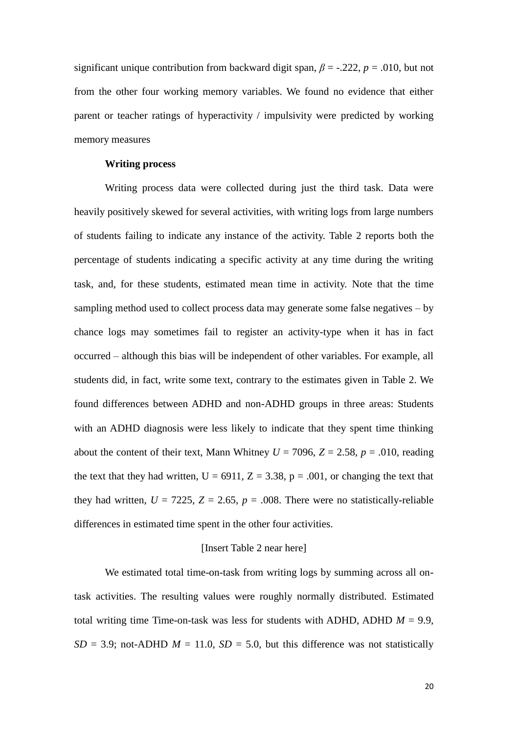significant unique contribution from backward digit span, $\beta = -.222$, $p = .010$, but not from the other four working memory variables. We found no evidence that either parent or teacher ratings of hyperactivity / impulsivity were predicted by working memory measures

### Writing process

Writing process data were collected during just the third task. Data were heavily positively skewed for several activities, with writing logs from large numbers of students failing to indicate any instance of the activity. Table 2 reports both the percentage of students indicating a specific activity at any time during the writing task, and, for these students, estimated mean time in activity. Note that the time sampling method used to collect process data may generate some false negatives – by chance logs may sometimes fail to register an activity-type when it has in fact occurred – although this bias will be independent of other variables. For example, all students did, in fact, write some text, contrary to the estimates given in Table 2. We found differences between ADHD and non-ADHD groups in three areas: Students with an ADHD diagnosis were less likely to indicate that they spent time thinking about the content of their text, Mann Whitney $U = 7096$, $Z = 2.58$, $p = .010$, reading the text that they had written, $U = 6911$, $Z = 3.38$, $p = .001$, or changing the text that they had written, $U = 7225$, $Z = 2.65$, $p = .008$. There were no statistically-reliable differences in estimated time spent in the other four activities.

[Insert Table 2 near here]

We estimated total time-on-task from writing logs by summing across all on-task activities. The resulting values were roughly normally distributed. Estimated total writing time Time-on-task was less for students with ADHD, ADHD $M = 9.9$, $SD = 3.9$; not-ADHD $M = 11.0$, $SD = 5.0$, but this difference was not statistically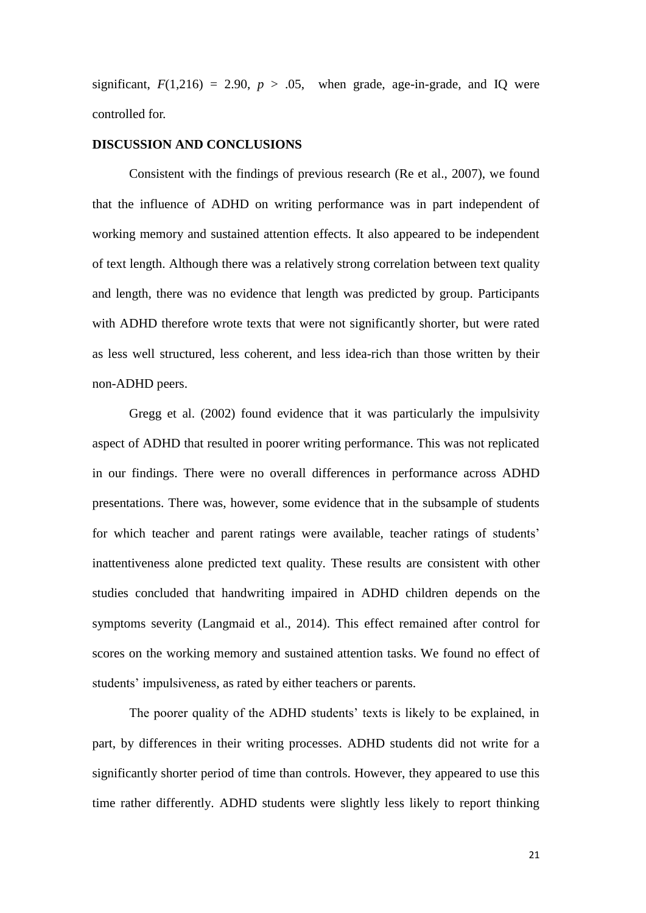significant, $F(1,216) = 2.90$, $p > .05$, when grade, age-in-grade, and IQ were controlled for.

## DISCUSSION AND CONCLUSIONS

Consistent with the findings of previous research (Re et al., 2007), we found that the influence of ADHD on writing performance was in part independent of working memory and sustained attention effects. It also appeared to be independent of text length. Although there was a relatively strong correlation between text quality and length, there was no evidence that length was predicted by group. Participants with ADHD therefore wrote texts that were not significantly shorter, but were rated as less well structured, less coherent, and less idea-rich than those written by their non-ADHD peers.

Gregg et al. (2002) found evidence that it was particularly the impulsivity aspect of ADHD that resulted in poorer writing performance. This was not replicated in our findings. There were no overall differences in performance across ADHD presentations. There was, however, some evidence that in the subsample of students for which teacher and parent ratings were available, teacher ratings of students' inattentiveness alone predicted text quality. These results are consistent with other studies concluded that handwriting impaired in ADHD children depends on the symptoms severity (Langmaid et al., 2014). This effect remained after control for scores on the working memory and sustained attention tasks. We found no effect of students' impulsiveness, as rated by either teachers or parents.

The poorer quality of the ADHD students' texts is likely to be explained, in part, by differences in their writing processes. ADHD students did not write for a significantly shorter period of time than controls. However, they appeared to use this time rather differently. ADHD students were slightly less likely to report thinking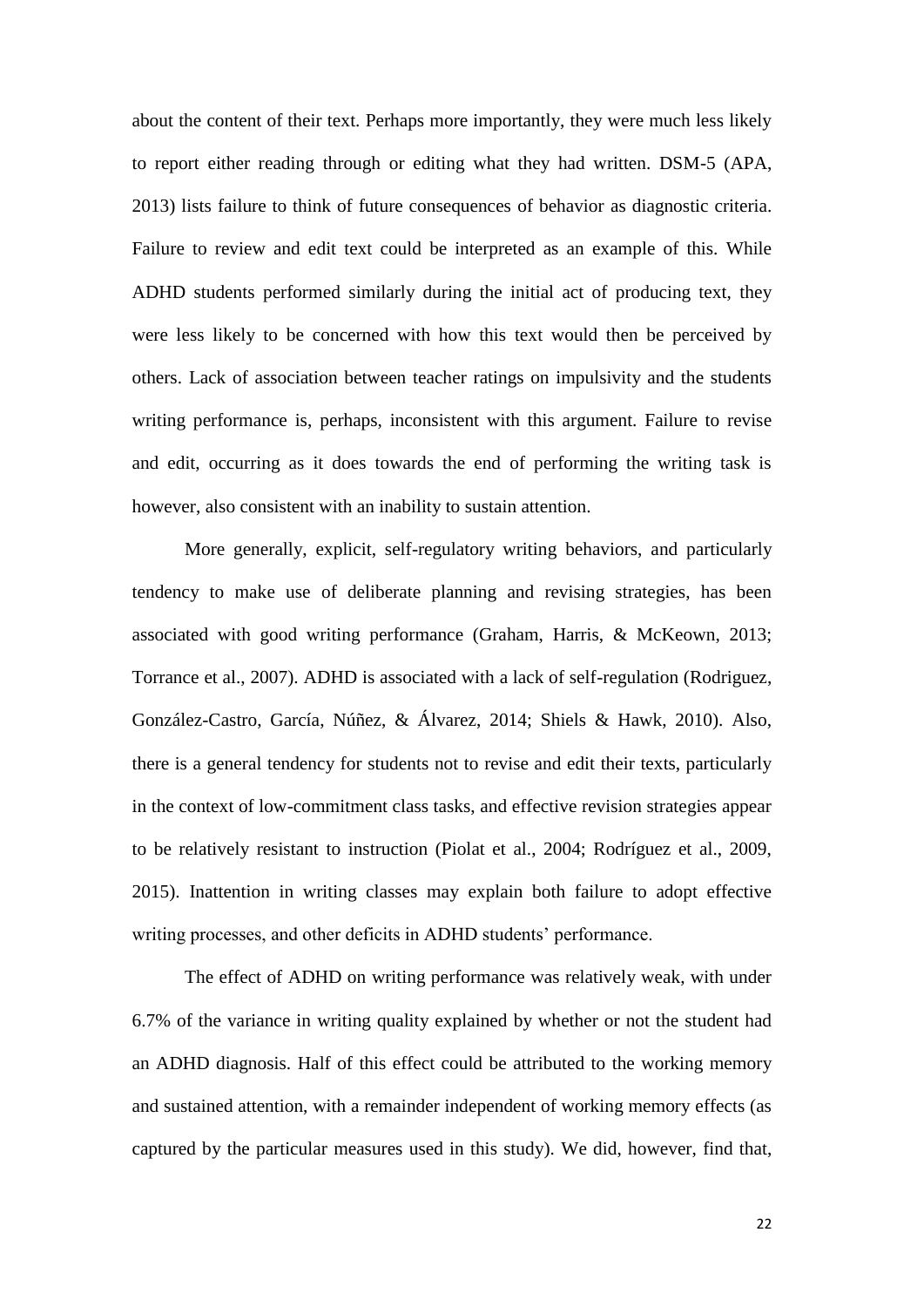about the content of their text. Perhaps more importantly, they were much less likely to report either reading through or editing what they had written. DSM-5 (APA, 2013) lists failure to think of future consequences of behavior as diagnostic criteria. Failure to review and edit text could be interpreted as an example of this. While ADHD students performed similarly during the initial act of producing text, they were less likely to be concerned with how this text would then be perceived by others. Lack of association between teacher ratings on impulsivity and the students writing performance is, perhaps, inconsistent with this argument. Failure to revise and edit, occurring as it does towards the end of performing the writing task is however, also consistent with an inability to sustain attention.

More generally, explicit, self-regulatory writing behaviors, and particularly tendency to make use of deliberate planning and revising strategies, has been associated with good writing performance (Graham, Harris, & McKeown, 2013; Torrance et al., 2007). ADHD is associated with a lack of self-regulation (Rodriguez, González-Castro, García, Núñez, & Álvarez, 2014; Shiels & Hawk, 2010). Also, there is a general tendency for students not to revise and edit their texts, particularly in the context of low-commitment class tasks, and effective revision strategies appear to be relatively resistant to instruction (Piolat et al., 2004; Rodríguez et al., 2009, 2015). Inattention in writing classes may explain both failure to adopt effective writing processes, and other deficits in ADHD students' performance.

The effect of ADHD on writing performance was relatively weak, with under 6.7% of the variance in writing quality explained by whether or not the student had an ADHD diagnosis. Half of this effect could be attributed to the working memory and sustained attention, with a remainder independent of working memory effects (as captured by the particular measures used in this study). We did, however, find that,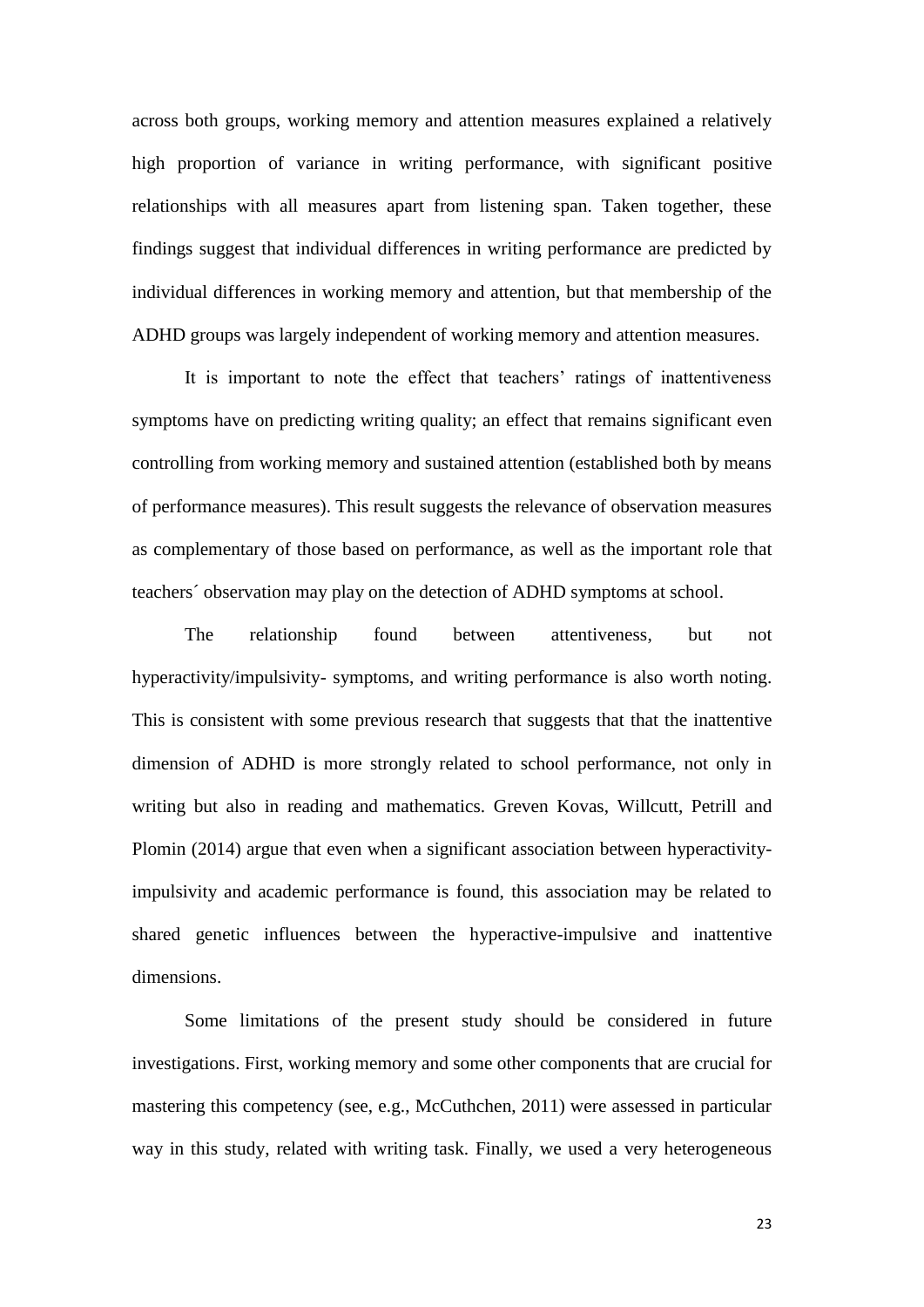across both groups, working memory and attention measures explained a relatively high proportion of variance in writing performance, with significant positive relationships with all measures apart from listening span. Taken together, these findings suggest that individual differences in writing performance are predicted by individual differences in working memory and attention, but that membership of the ADHD groups was largely independent of working memory and attention measures.

It is important to note the effect that teachers' ratings of inattentiveness symptoms have on predicting writing quality; an effect that remains significant even controlling from working memory and sustained attention (established both by means of performance measures). This result suggests the relevance of observation measures as complementary of those based on performance, as well as the important role that teachers´ observation may play on the detection of ADHD symptoms at school.

The relationship found between attentiveness, but not hyperactivity/impulsivity- symptoms, and writing performance is also worth noting. This is consistent with some previous research that suggests that that the inattentive dimension of ADHD is more strongly related to school performance, not only in writing but also in reading and mathematics. Greven Kovas, Willcutt, Petrill and Plomin (2014) argue that even when a significant association between hyperactivity-impulsivity and academic performance is found, this association may be related to shared genetic influences between the hyperactive-impulsive and inattentive dimensions.

Some limitations of the present study should be considered in future investigations. First, working memory and some other components that are crucial for mastering this competency (see, e.g., McCuthchen, 2011) were assessed in particular way in this study, related with writing task. Finally, we used a very heterogeneous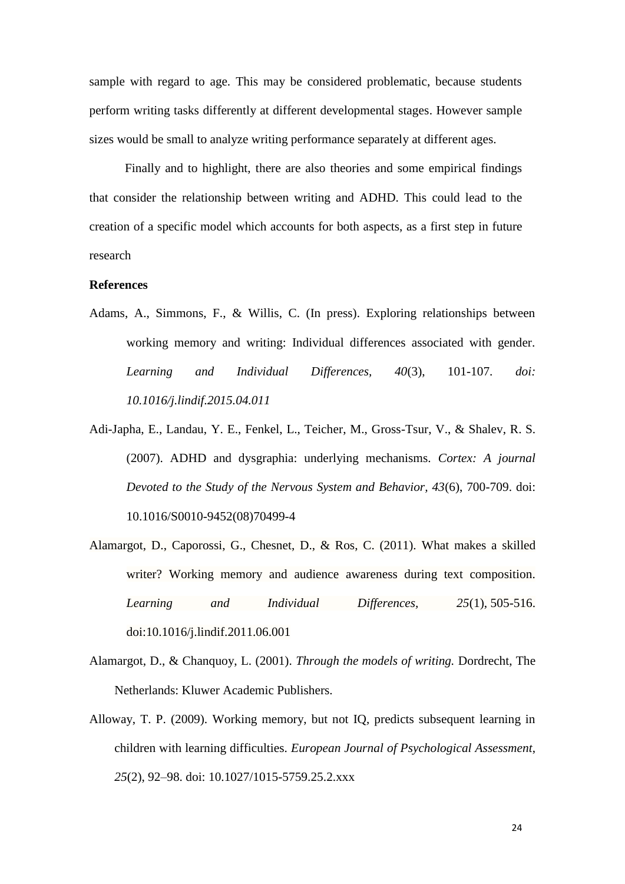sample with regard to age. This may be considered problematic, because students perform writing tasks differently at different developmental stages. However sample sizes would be small to analyze writing performance separately at different ages.

Finally and to highlight, there are also theories and some empirical findings that consider the relationship between writing and ADHD. This could lead to the creation of a specific model which accounts for both aspects, as a first step in future research

**References**

Adams, A., Simmons, F., & Willis, C. (In press). Exploring relationships between working memory and writing: Individual differences associated with gender. *Learning and Individual Differences, 40*(3), 101-107. *doi: 10.1016/j.lindif.2015.04.011*

Adi-Japha, E., Landau, Y. E., Fenkel, L., Teicher, M., Gross-Tsur, V., & Shalev, R. S. (2007). ADHD and dysgraphia: underlying mechanisms. *Cortex: A journal Devoted to the Study of the Nervous System and Behavior, 43*(6), 700-709. doi: 10.1016/S0010-9452(08)70499-4

Alamargot, D., Caporossi, G., Chesnet, D., & Ros, C. (2011). What makes a skilled writer? Working memory and audience awareness during text composition. *Learning and Individual Differences, 25*(1), 505-516. doi:10.1016/j.lindif.2011.06.001

Alamargot, D., & Chanquoy, L. (2001). *Through the models of writing.* Dordrecht, The Netherlands: Kluwer Academic Publishers.

Alloway, T. P. (2009). Working memory, but not IQ, predicts subsequent learning in children with learning difficulties. *European Journal of Psychological Assessment*, *25*(2), 92–98. doi: 10.1027/1015-5759.25.2.xxx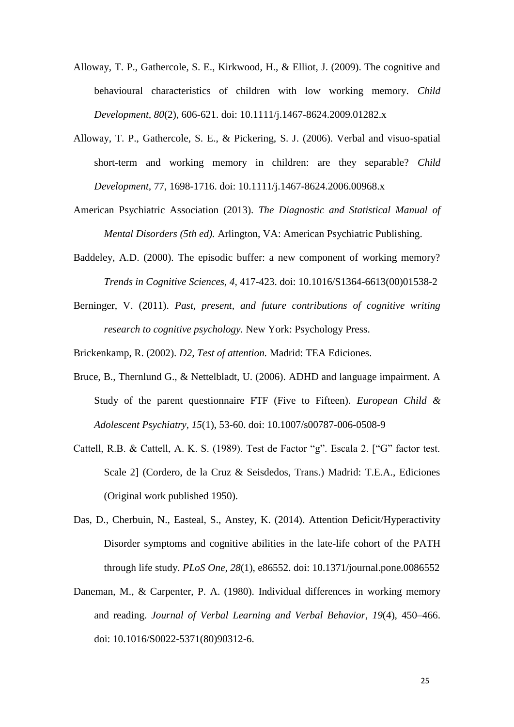Alloway, T. P., Gathercole, S. E., Kirkwood, H., & Elliot, J. (2009). The cognitive and behavioural characteristics of children with low working memory. *Child Development, 80*(2), 606-621. doi: 10.1111/j.1467-8624.2009.01282.x

Alloway, T. P., Gathercole, S. E., & Pickering, S. J. (2006). Verbal and visuo-spatial short-term and working memory in children: are they separable? *Child Development*, 77, 1698-1716. doi: 10.1111/j.1467-8624.2006.00968.x

American Psychiatric Association (2013). *The Diagnostic and Statistical Manual of Mental Disorders (5th ed).* Arlington, VA: American Psychiatric Publishing.

Baddeley, A.D. (2000). The episodic buffer: a new component of working memory? *Trends in Cognitive Sciences, 4,* 417-423. doi: 10.1016/S1364-6613(00)01538-2

Berninger, V. (2011). *Past, present, and future contributions of cognitive writing research to cognitive psychology.* New York: Psychology Press.

Brickenkamp, R. (2002). *D2, Test of attention.* Madrid: TEA Ediciones.

Bruce, B., Thernlund G., & Nettelbladt, U. (2006). ADHD and language impairment. A Study of the parent questionnaire FTF (Five to Fifteen). *European Child & Adolescent Psychiatry, 15*(1), 53-60. doi: 10.1007/s00787-006-0508-9

Cattell, R.B. & Cattell, A. K. S. (1989). Test de Factor "g". Escala 2. ["G" factor test. Scale 2] (Cordero, de la Cruz & Seisdedos, Trans.) Madrid: T.E.A., Ediciones (Original work published 1950).

Das, D., Cherbuin, N., Easteal, S., Anstey, K. (2014). Attention Deficit/Hyperactivity Disorder symptoms and cognitive abilities in the late-life cohort of the PATH through life study. *PLoS One, 28*(1), e86552. doi: 10.1371/journal.pone.0086552

Daneman, M., & Carpenter, P. A. (1980). Individual differences in working memory and reading. *Journal of Verbal Learning and Verbal Behavior, 19*(4), 450–466. doi: 10.1016/S0022-5371(80)90312-6.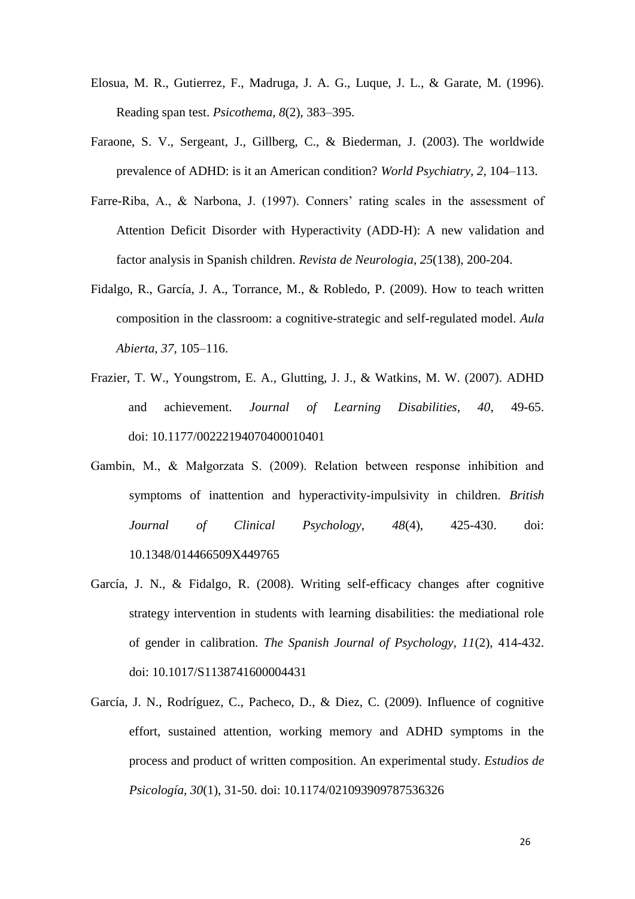Elosua, M. R., Gutierrez, F., Madruga, J. A. G., Luque, J. L., & Garate, M. (1996). Reading span test. *Psicothema*, *8*(2), 383–395.

Faraone, S. V., Sergeant, J., Gillberg, C., & Biederman, J. (2003). The worldwide prevalence of ADHD: is it an American condition? *World Psychiatry, 2,* 104–113.

Farre-Riba, A., & Narbona, J. (1997). Conners' rating scales in the assessment of Attention Deficit Disorder with Hyperactivity (ADD-H): A new validation and factor analysis in Spanish children. *Revista de Neurologia*, *25*(138), 200-204.

Fidalgo, R., García, J. A., Torrance, M., & Robledo, P. (2009). How to teach written composition in the classroom: a cognitive-strategic and self-regulated model. *Aula Abierta, 37,* 105–116.

Frazier, T. W., Youngstrom, E. A., Glutting, J. J., & Watkins, M. W. (2007). ADHD and achievement. *Journal of Learning Disabilities, 40,* 49-65. doi: 10.1177/00222194070400010401

Gambin, M., & Małgorzata S. (2009). Relation between response inhibition and symptoms of inattention and hyperactivity-impulsivity in children. *British Journal of Clinical Psychology, 48*(4), 425-430. doi: 10.1348/014466509X449765

García, J. N., & Fidalgo, R. (2008). Writing self-efficacy changes after cognitive strategy intervention in students with learning disabilities: the mediational role of gender in calibration. *The Spanish Journal of Psychology, 11*(2), 414-432. doi: 10.1017/S1138741600004431

García, J. N., Rodríguez, C., Pacheco, D., & Diez, C. (2009). Influence of cognitive effort, sustained attention, working memory and ADHD symptoms in the process and product of written composition. An experimental study. *Estudios de Psicología, 30*(1), 31-50. doi: 10.1174/021093909787536326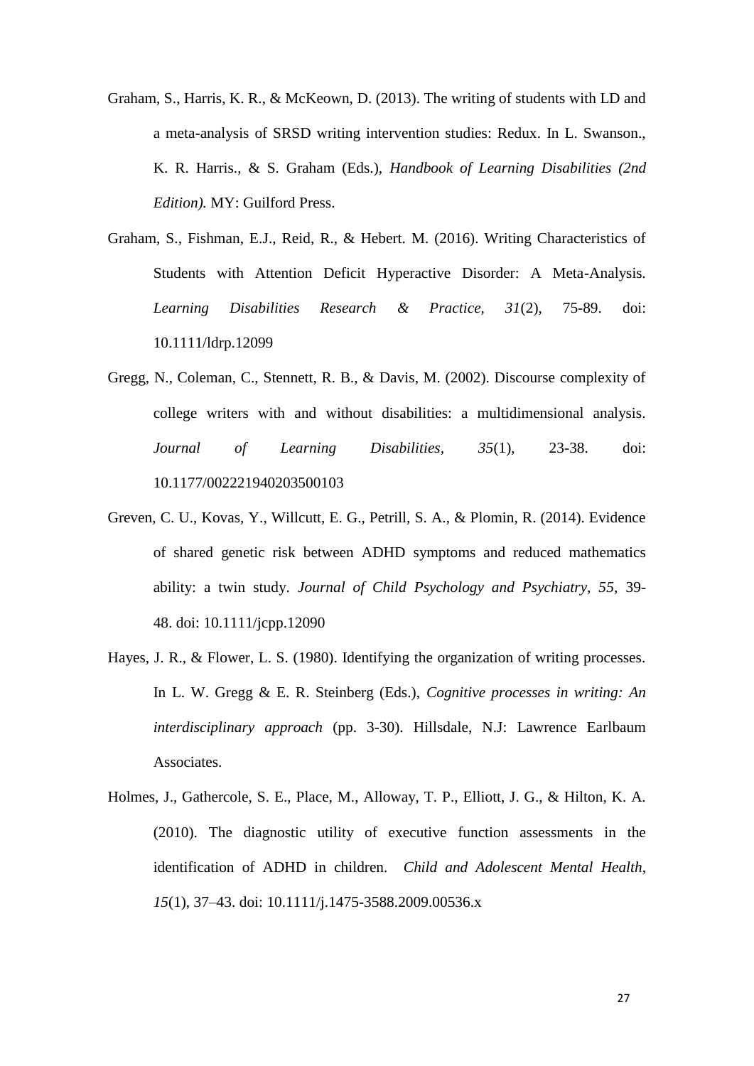Graham, S., Harris, K. R., & McKeown, D. (2013). The writing of students with LD and a meta-analysis of SRSD writing intervention studies: Redux. In L. Swanson., K. R. Harris., & S. Graham (Eds.), *Handbook of Learning Disabilities (2nd Edition).* MY: Guilford Press.

Graham, S., Fishman, E.J., Reid, R., & Hebert. M. (2016). Writing Characteristics of Students with Attention Deficit Hyperactive Disorder: A Meta-Analysis. *Learning Disabilities Research & Practice, 31*(2), 75-89. doi: 10.1111/ldrp.12099

Gregg, N., Coleman, C., Stennett, R. B., & Davis, M. (2002). Discourse complexity of college writers with and without disabilities: a multidimensional analysis. *Journal of Learning Disabilities*, *35*(1), 23-38. doi: 10.1177/002221940203500103

Greven, C. U., Kovas, Y., Willcutt, E. G., Petrill, S. A., & Plomin, R. (2014). Evidence of shared genetic risk between ADHD symptoms and reduced mathematics ability: a twin study. *Journal of Child Psychology and Psychiatry, 55,* 39-48. doi: 10.1111/jcpp.12090

Hayes, J. R., & Flower, L. S. (1980). Identifying the organization of writing processes. In L. W. Gregg & E. R. Steinberg (Eds.), *Cognitive processes in writing: An interdisciplinary approach* (pp. 3-30). Hillsdale, N.J: Lawrence Earlbaum Associates.

Holmes, J., Gathercole, S. E., Place, M., Alloway, T. P., Elliott, J. G., & Hilton, K. A. (2010). The diagnostic utility of executive function assessments in the identification of ADHD in children. *Child and Adolescent Mental Health, 15*(1), 37–43. doi: 10.1111/j.1475-3588.2009.00536.x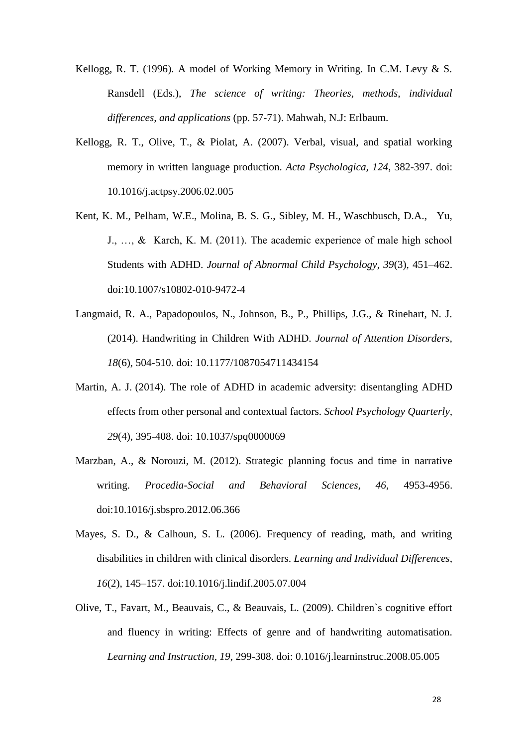Kellogg, R. T. (1996). A model of Working Memory in Writing. In C.M. Levy & S. Ransdell (Eds.), *The science of writing: Theories, methods, individual differences, and applications* (pp. 57-71). Mahwah, N.J: Erlbaum.

Kellogg, R. T., Olive, T., & Piolat, A. (2007). Verbal, visual, and spatial working memory in written language production. *Acta Psychologica, 124*, 382-397. doi: 10.1016/j.actpsy.2006.02.005

Kent, K. M., Pelham, W.E., Molina, B. S. G., Sibley, M. H., Waschbusch, D.A., Yu, J., …, & Karch, K. M. (2011). The academic experience of male high school Students with ADHD. *Journal of Abnormal Child Psychology, 39*(3), 451–462. doi:10.1007/s10802-010-9472-4

Langmaid, R. A., Papadopoulos, N., Johnson, B., P., Phillips, J.G., & Rinehart, N. J. (2014). Handwriting in Children With ADHD. *Journal of Attention Disorders, 18*(6), 504-510. doi: 10.1177/1087054711434154

Martin, A. J. (2014). The role of ADHD in academic adversity: disentangling ADHD effects from other personal and contextual factors. *School Psychology Quarterly, 29*(4), 395-408. doi: 10.1037/spq0000069

Marzban, A., & Norouzi, M. (2012). Strategic planning focus and time in narrative writing. *Procedia-Social and Behavioral Sciences, 46*, 4953-4956. doi:10.1016/j.sbspro.2012.06.366

Mayes, S. D., & Calhoun, S. L. (2006). Frequency of reading, math, and writing disabilities in children with clinical disorders. *Learning and Individual Differences*, *16*(2), 145–157. doi:10.1016/j.lindif.2005.07.004

Olive, T., Favart, M., Beauvais, C., & Beauvais, L. (2009). Children`s cognitive effort and fluency in writing: Effects of genre and of handwriting automatisation. *Learning and Instruction, 19*, 299-308. doi: 0.1016/j.learninstruc.2008.05.005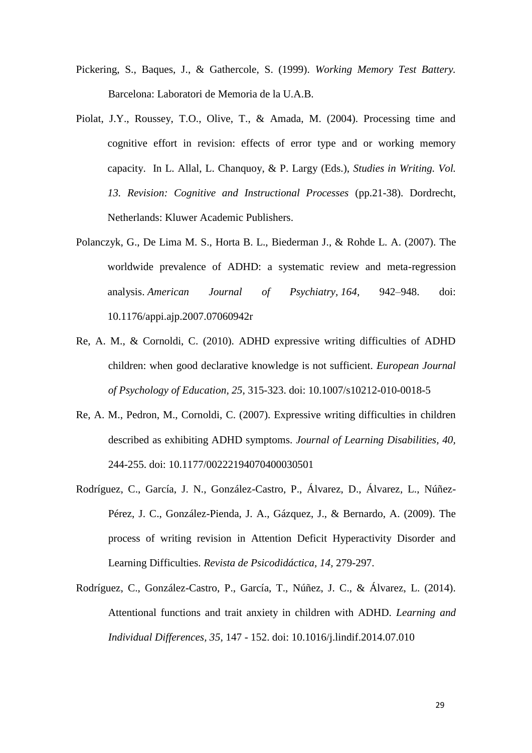Pickering, S., Baques, J., & Gathercole, S. (1999). *Working Memory Test Battery.* Barcelona: Laboratori de Memoria de la U.A.B.

Piolat, J.Y., Roussey, T.O., Olive, T., & Amada, M. (2004). Processing time and cognitive effort in revision: effects of error type and or working memory capacity. In L. Allal, L. Chanquoy, & P. Largy (Eds.), *Studies in Writing. Vol. 13. Revision: Cognitive and Instructional Processes* (pp.21-38). Dordrecht, Netherlands: Kluwer Academic Publishers.

Polanczyk, G., De Lima M. S., Horta B. L., Biederman J., & Rohde L. A. (2007). The worldwide prevalence of ADHD: a systematic review and meta-regression analysis. *American Journal of Psychiatry, 164*, 942–948. doi: 10.1176/appi.ajp.2007.07060942r

Re, A. M., & Cornoldi, C. (2010). ADHD expressive writing difficulties of ADHD children: when good declarative knowledge is not sufficient. *European Journal of Psychology of Education, 25,* 315-323. doi: 10.1007/s10212-010-0018-5

Re, A. M., Pedron, M., Cornoldi, C. (2007). Expressive writing difficulties in children described as exhibiting ADHD symptoms. *Journal of Learning Disabilities, 40,* 244-255. doi: 10.1177/00222194070400030501

Rodríguez, C., García, J. N., González-Castro, P., Álvarez, D., Álvarez, L., Núñez-Pérez, J. C., González-Pienda, J. A., Gázquez, J., & Bernardo, A. (2009). The process of writing revision in Attention Deficit Hyperactivity Disorder and Learning Difficulties. *Revista de Psicodidáctica, 14,* 279-297.

Rodríguez, C., González-Castro, P., García, T., Núñez, J. C., & Álvarez, L. (2014). Attentional functions and trait anxiety in children with ADHD. *Learning and Individual Differences, 35,* 147 - 152. doi: 10.1016/j.lindif.2014.07.010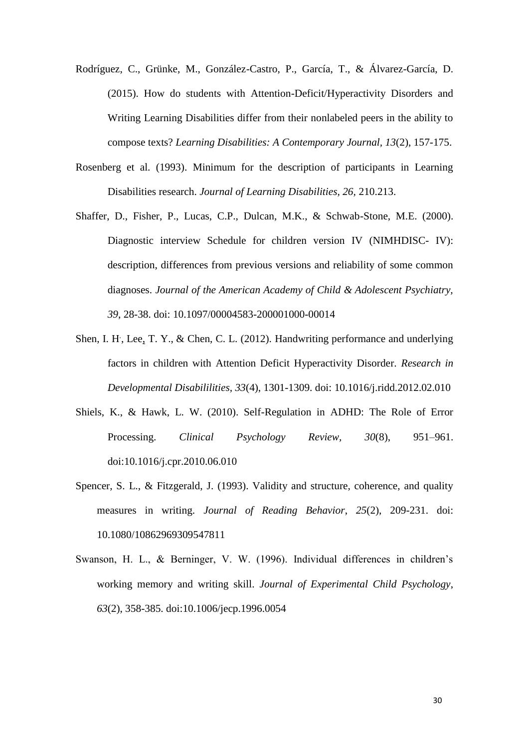Rodríguez, C., Grünke, M., González-Castro, P., García, T., & Álvarez-García, D. (2015). How do students with Attention-Deficit/Hyperactivity Disorders and Writing Learning Disabilities differ from their nonlabeled peers in the ability to compose texts? *Learning Disabilities: A Contemporary Journal*, *13*(2), 157-175.

Rosenberg et al. (1993). Minimum for the description of participants in Learning Disabilities research. *Journal of Learning Disabilities, 26*, 210.213.

Shaffer, D., Fisher, P., Lucas, C.P., Dulcan, M.K., & Schwab-Stone, M.E. (2000). Diagnostic interview Schedule for children version IV (NIMHDISC- IV): description, differences from previous versions and reliability of some common diagnoses. *Journal of the American Academy of Child & Adolescent Psychiatry, 39*, 28-38. doi: 10.1097/00004583-200001000-00014

Shen, I. H., Lee, T. Y., & Chen, C. L. (2012). Handwriting performance and underlying factors in children with Attention Deficit Hyperactivity Disorder. *Research in Developmental Disabililities, 33*(4), 1301-1309. doi: 10.1016/j.ridd.2012.02.010

Shiels, K., & Hawk, L. W. (2010). Self-Regulation in ADHD: The Role of Error Processing. *Clinical Psychology Review*, *30*(8), 951–961. doi:10.1016/j.cpr.2010.06.010

Spencer, S. L., & Fitzgerald, J. (1993). Validity and structure, coherence, and quality measures in writing. *Journal of Reading Behavior*, *25*(2), 209-231. doi: 10.1080/10862969309547811

Swanson, H. L., & Berninger, V. W. (1996). Individual differences in children's working memory and writing skill. *Journal of Experimental Child Psychology*, *63*(2), 358-385. doi:10.1006/jecp.1996.0054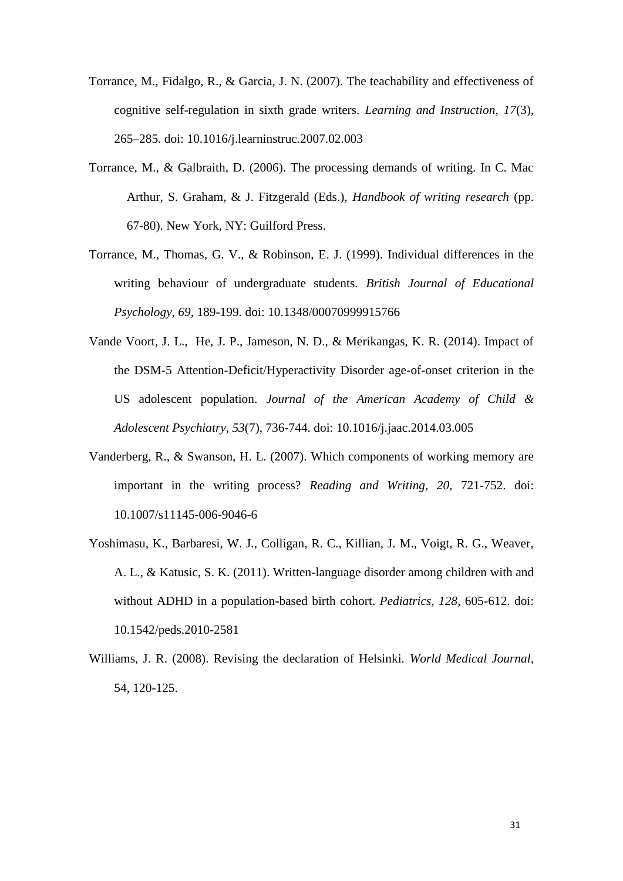Torrance, M., Fidalgo, R., & Garcia, J. N. (2007). The teachability and effectiveness of cognitive self-regulation in sixth grade writers. *Learning and Instruction*, *17*(3), 265–285. doi: 10.1016/j.learninstruc.2007.02.003

Torrance, M., & Galbraith, D. (2006). The processing demands of writing. In C. Mac Arthur, S. Graham, & J. Fitzgerald (Eds.), *Handbook of writing research* (pp. 67-80). New York, NY: Guilford Press.

Torrance, M., Thomas, G. V., & Robinson, E. J. (1999). Individual differences in the writing behaviour of undergraduate students. *British Journal of Educational Psychology*, *69*, 189-199. doi: 10.1348/000709999915766

Vande Voort, J. L., He, J. P., Jameson, N. D., & Merikangas, K. R. (2014). Impact of the DSM-5 Attention-Deficit/Hyperactivity Disorder age-of-onset criterion in the US adolescent population. *Journal of the American Academy of Child & Adolescent Psychiatry*, *53*(7), 736-744. doi: 10.1016/j.jaac.2014.03.005

Vanderberg, R., & Swanson, H. L. (2007). Which components of working memory are important in the writing process? *Reading and Writing*, *20*, 721-752. doi: 10.1007/s11145-006-9046-6

Yoshimasu, K., Barbaresi, W. J., Colligan, R. C., Killian, J. M., Voigt, R. G., Weaver, A. L., & Katusic, S. K. (2011). Written-language disorder among children with and without ADHD in a population-based birth cohort. *Pediatrics*, *128*, 605-612. doi: 10.1542/peds.2010-2581

Williams, J. R. (2008). Revising the declaration of Helsinki. *World Medical Journal*, 54, 120-125.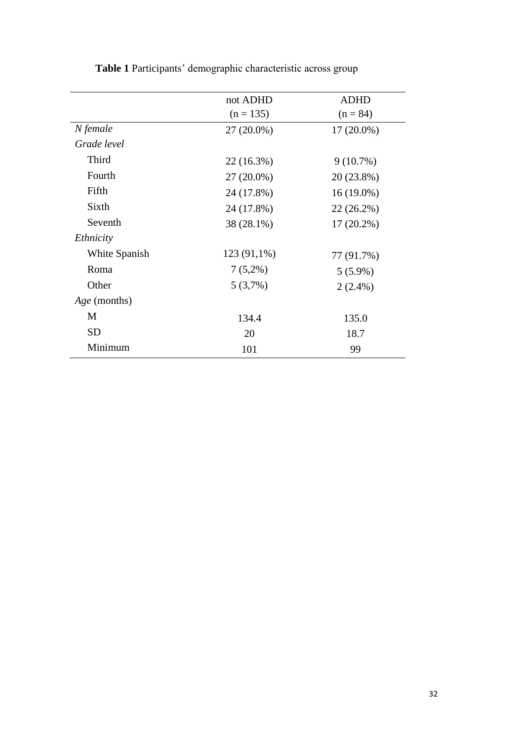**Table 1** Participants' demographic characteristic across group

| | not ADHD<br>(n = 135) | ADHD<br>(n = 84) |
|---|---|---|
| *N female* | 27 (20.0%) | 17 (20.0%) |
| *Grade level* | | |
| Third | 22 (16.3%) | 9 (10.7%) |
| Fourth | 27 (20.0%) | 20 (23.8%) |
| Fifth | 24 (17.8%) | 16 (19.0%) |
| Sixth | 24 (17.8%) | 22 (26.2%) |
| Seventh | 38 (28.1%) | 17 (20.2%) |
| *Ethnicity* | | |
| White Spanish | 123 (91,1%) | 77 (91.7%) |
| Roma | 7 (5,2%) | 5 (5.9%) |
| Other | 5 (3,7%) | 2 (2.4%) |
| *Age* (months) | | |
| M | 134.4 | 135.0 |
| SD | 20 | 18.7 |
| Minimum | 101 | 99 |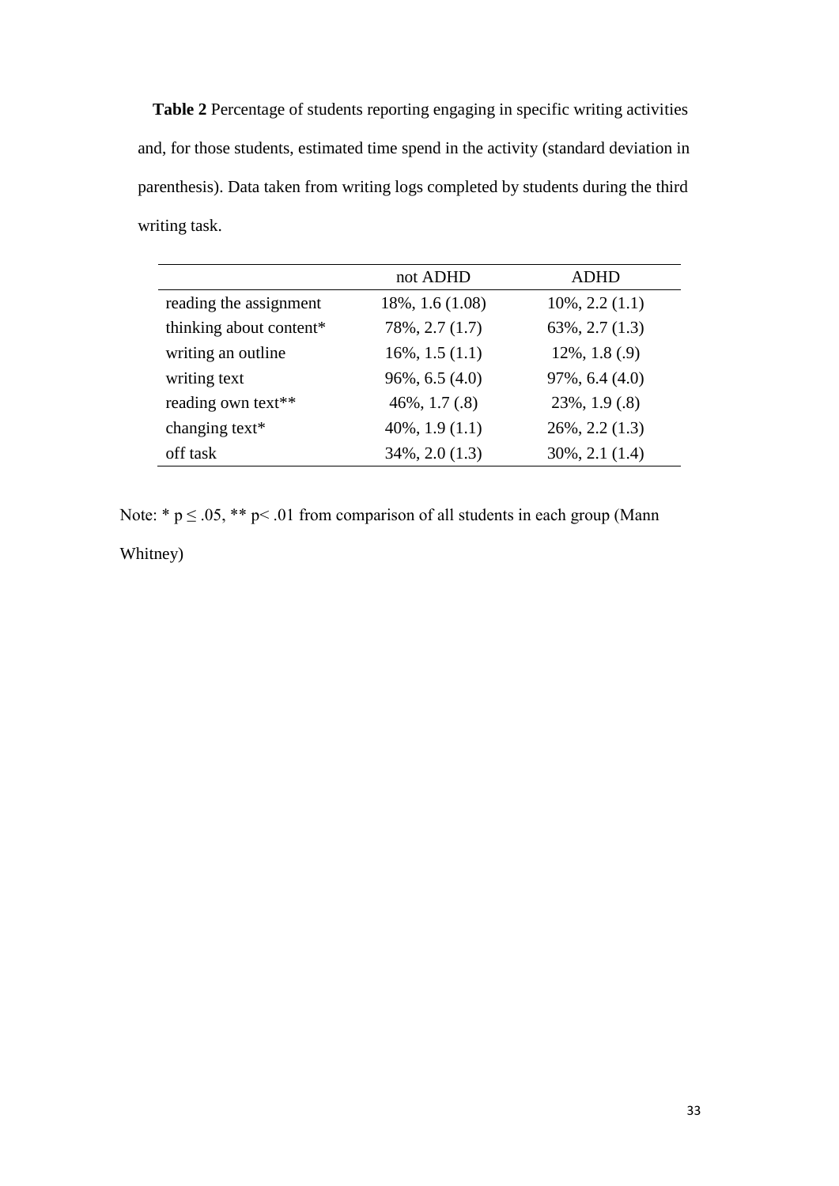**Table 2** Percentage of students reporting engaging in specific writing activities and, for those students, estimated time spend in the activity (standard deviation in parenthesis). Data taken from writing logs completed by students during the third writing task.

| | not ADHD | ADHD |
|---|---|---|
| reading the assignment | 18%, 1.6 (1.08) | 10%, 2.2 (1.1) |
| thinking about content* | 78%, 2.7 (1.7) | 63%, 2.7 (1.3) |
| writing an outline | 16%, 1.5 (1.1) | 12%, 1.8 (.9) |
| writing text | 96%, 6.5 (4.0) | 97%, 6.4 (4.0) |
| reading own text** | 46%, 1.7 (.8) | 23%, 1.9 (.8) |
| changing text* | 40%, 1.9 (1.1) | 26%, 2.2 (1.3) |
| off task | 34%, 2.0 (1.3) | 30%, 2.1 (1.4) |

Note: * $p \leq .05$, ** $p < .01$ from comparison of all students in each group (Mann Whitney)